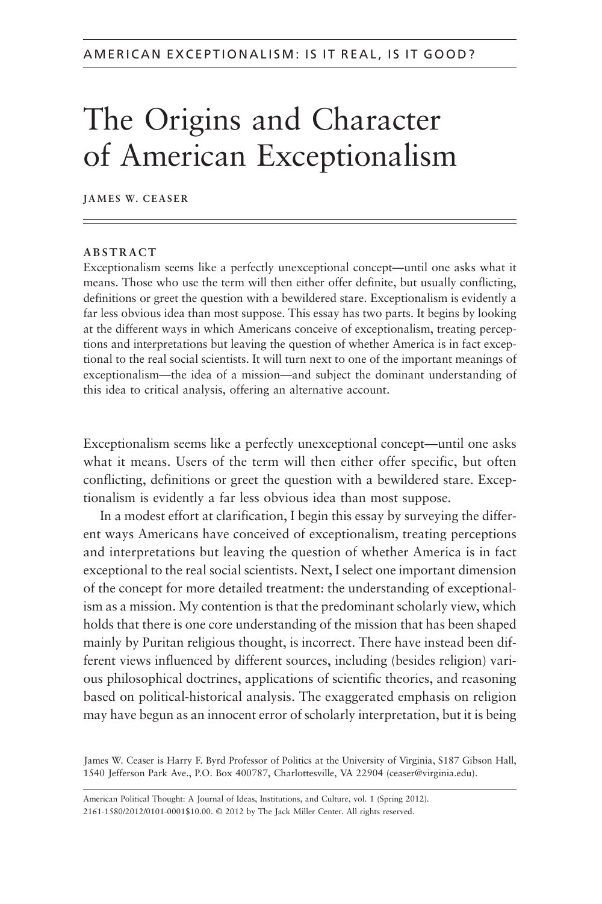AMERICAN EXCEPTIONALISM: IS IT REAL, IS IT GOOD?

# The Origins and Character of American Exceptionalism

JAMES W. CEASER

## ABSTRACT

Exceptionalism seems like a perfectly unexceptional concept—until one asks what it means. Those who use the term will then either offer definite, but usually conflicting, definitions or greet the question with a bewildered stare. Exceptionalism is evidently a far less obvious idea than most suppose. This essay has two parts. It begins by looking at the different ways in which Americans conceive of exceptionalism, treating perceptions and interpretations but leaving the question of whether America is in fact exceptional to the real social scientists. It will turn next to one of the important meanings of exceptionalism—the idea of a mission—and subject the dominant understanding of this idea to critical analysis, offering an alternative account.

Exceptionalism seems like a perfectly unexceptional concept—until one asks what it means. Users of the term will then either offer specific, but often conflicting, definitions or greet the question with a bewildered stare. Exceptionalism is evidently a far less obvious idea than most suppose.

In a modest effort at clarification, I begin this essay by surveying the different ways Americans have conceived of exceptionalism, treating perceptions and interpretations but leaving the question of whether America is in fact exceptional to the real social scientists. Next, I select one important dimension of the concept for more detailed treatment: the understanding of exceptionalism as a mission. My contention is that the predominant scholarly view, which holds that there is one core understanding of the mission that has been shaped mainly by Puritan religious thought, is incorrect. There have instead been different views influenced by different sources, including (besides religion) various philosophical doctrines, applications of scientific theories, and reasoning based on political-historical analysis. The exaggerated emphasis on religion may have begun as an innocent error of scholarly interpretation, but it is being

James W. Ceaser is Harry F. Byrd Professor of Politics at the University of Virginia, S187 Gibson Hall, 1540 Jefferson Park Ave., P.O. Box 400787, Charlottesville, VA 22904 (ceaser@virginia.edu).

American Political Thought: A Journal of Ideas, Institutions, and Culture, vol. 1 (Spring 2012). 2161-1580/2012/0101-0001$10.00. © 2012 by The Jack Miller Center. All rights reserved.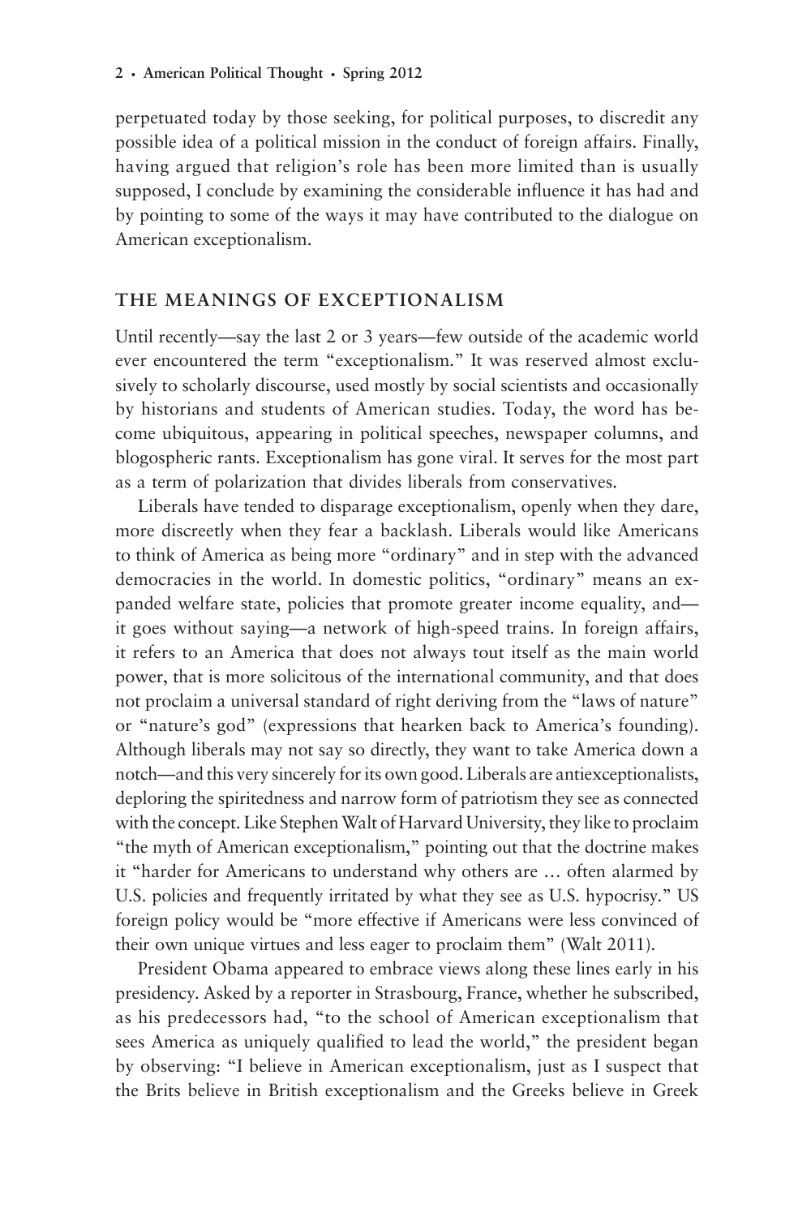perpetuated today by those seeking, for political purposes, to discredit any possible idea of a political mission in the conduct of foreign affairs. Finally, having argued that religion's role has been more limited than is usually supposed, I conclude by examining the considerable influence it has had and by pointing to some of the ways it may have contributed to the dialogue on American exceptionalism.

## THE MEANINGS OF EXCEPTIONALISM

Until recently—say the last 2 or 3 years—few outside of the academic world ever encountered the term "exceptionalism." It was reserved almost exclusively to scholarly discourse, used mostly by social scientists and occasionally by historians and students of American studies. Today, the word has become ubiquitous, appearing in political speeches, newspaper columns, and blogospheric rants. Exceptionalism has gone viral. It serves for the most part as a term of polarization that divides liberals from conservatives.

Liberals have tended to disparage exceptionalism, openly when they dare, more discreetly when they fear a backlash. Liberals would like Americans to think of America as being more "ordinary" and in step with the advanced democracies in the world. In domestic politics, "ordinary" means an expanded welfare state, policies that promote greater income equality, and—it goes without saying—a network of high-speed trains. In foreign affairs, it refers to an America that does not always tout itself as the main world power, that is more solicitous of the international community, and that does not proclaim a universal standard of right deriving from the "laws of nature" or "nature's god" (expressions that hearken back to America's founding). Although liberals may not say so directly, they want to take America down a notch—and this very sincerely for its own good. Liberals are antiexceptionalists, deploring the spiritedness and narrow form of patriotism they see as connected with the concept. Like Stephen Walt of Harvard University, they like to proclaim "the myth of American exceptionalism," pointing out that the doctrine makes it "harder for Americans to understand why others are … often alarmed by U.S. policies and frequently irritated by what they see as U.S. hypocrisy." US foreign policy would be "more effective if Americans were less convinced of their own unique virtues and less eager to proclaim them" (Walt 2011).

President Obama appeared to embrace views along these lines early in his presidency. Asked by a reporter in Strasbourg, France, whether he subscribed, as his predecessors had, "to the school of American exceptionalism that sees America as uniquely qualified to lead the world," the president began by observing: "I believe in American exceptionalism, just as I suspect that the Brits believe in British exceptionalism and the Greeks believe in Greek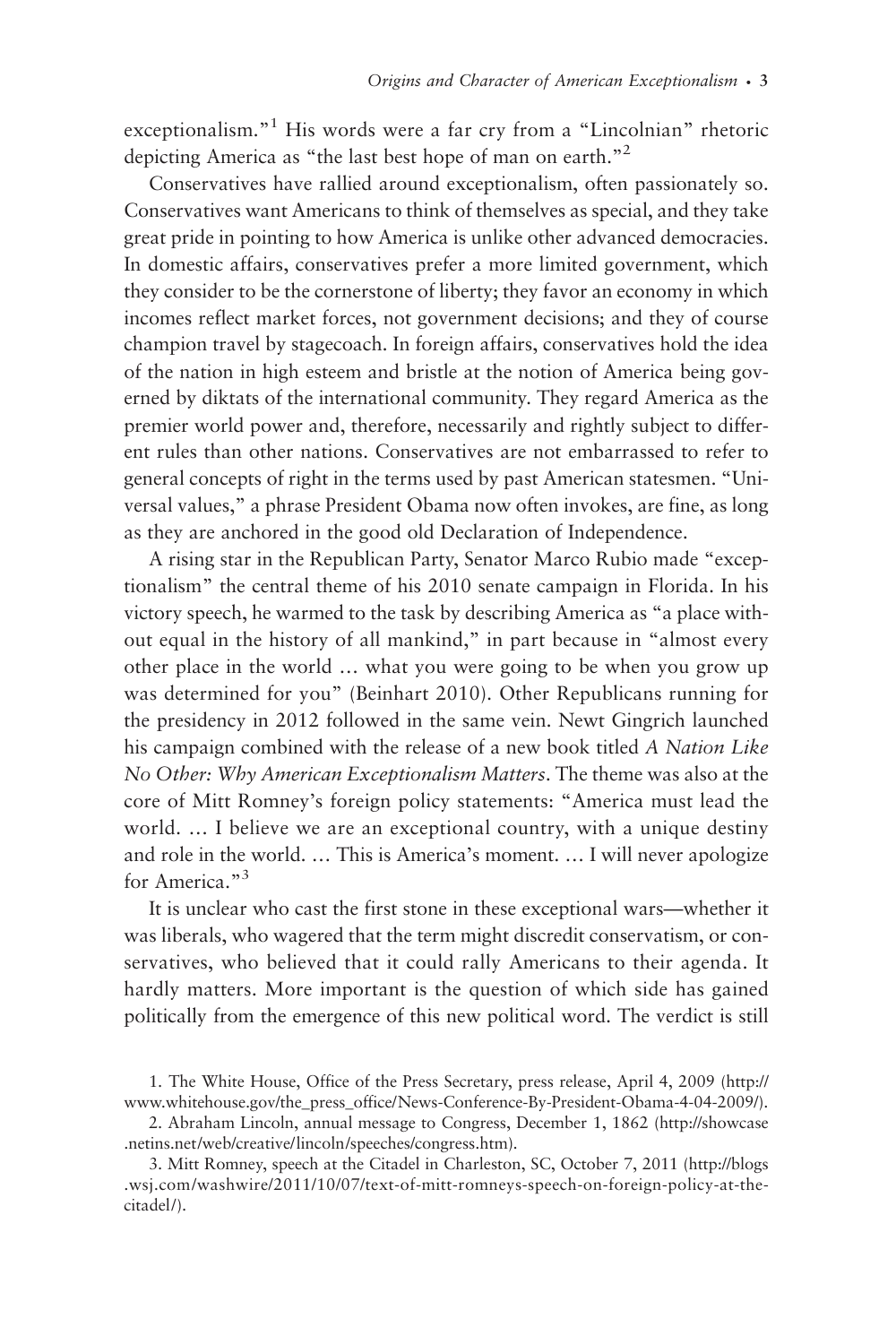exceptionalism."[1] His words were a far cry from a "Lincolnian" rhetoric depicting America as "the last best hope of man on earth."[2]

Conservatives have rallied around exceptionalism, often passionately so. Conservatives want Americans to think of themselves as special, and they take great pride in pointing to how America is unlike other advanced democracies. In domestic affairs, conservatives prefer a more limited government, which they consider to be the cornerstone of liberty; they favor an economy in which incomes reflect market forces, not government decisions; and they of course champion travel by stagecoach. In foreign affairs, conservatives hold the idea of the nation in high esteem and bristle at the notion of America being governed by diktats of the international community. They regard America as the premier world power and, therefore, necessarily and rightly subject to different rules than other nations. Conservatives are not embarrassed to refer to general concepts of right in the terms used by past American statesmen. "Universal values," a phrase President Obama now often invokes, are fine, as long as they are anchored in the good old Declaration of Independence.

A rising star in the Republican Party, Senator Marco Rubio made "exceptionalism" the central theme of his 2010 senate campaign in Florida. In his victory speech, he warmed to the task by describing America as "a place without equal in the history of all mankind," in part because in "almost every other place in the world … what you were going to be when you grow up was determined for you" (Beinhart 2010). Other Republicans running for the presidency in 2012 followed in the same vein. Newt Gingrich launched his campaign combined with the release of a new book titled *A Nation Like No Other: Why American Exceptionalism Matters*. The theme was also at the core of Mitt Romney's foreign policy statements: "America must lead the world. … I believe we are an exceptional country, with a unique destiny and role in the world. … This is America's moment. … I will never apologize for America."[3]

It is unclear who cast the first stone in these exceptional wars—whether it was liberals, who wagered that the term might discredit conservatism, or conservatives, who believed that it could rally Americans to their agenda. It hardly matters. More important is the question of which side has gained politically from the emergence of this new political word. The verdict is still

1. The White House, Office of the Press Secretary, press release, April 4, 2009 (http://www.whitehouse.gov/the_press_office/News-Conference-By-President-Obama-4-04-2009/).

2. Abraham Lincoln, annual message to Congress, December 1, 1862 (http://showcase.netins.net/web/creative/lincoln/speeches/congress.htm).

3. Mitt Romney, speech at the Citadel in Charleston, SC, October 7, 2011 (http://blogs.wsj.com/washwire/2011/10/07/text-of-mitt-romneys-speech-on-foreign-policy-at-the-citadel/).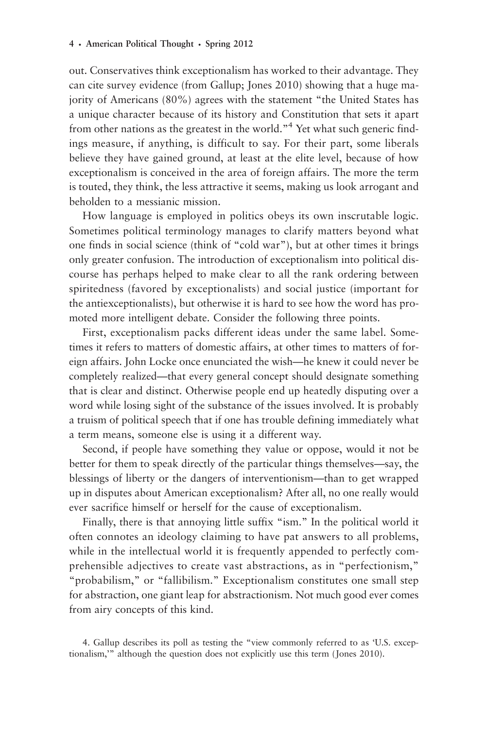out. Conservatives think exceptionalism has worked to their advantage. They can cite survey evidence (from Gallup; Jones 2010) showing that a huge majority of Americans (80%) agrees with the statement "the United States has a unique character because of its history and Constitution that sets it apart from other nations as the greatest in the world."[4] Yet what such generic findings measure, if anything, is difficult to say. For their part, some liberals believe they have gained ground, at least at the elite level, because of how exceptionalism is conceived in the area of foreign affairs. The more the term is touted, they think, the less attractive it seems, making us look arrogant and beholden to a messianic mission.

How language is employed in politics obeys its own inscrutable logic. Sometimes political terminology manages to clarify matters beyond what one finds in social science (think of "cold war"), but at other times it brings only greater confusion. The introduction of exceptionalism into political discourse has perhaps helped to make clear to all the rank ordering between spiritedness (favored by exceptionalists) and social justice (important for the antiexceptionalists), but otherwise it is hard to see how the word has promoted more intelligent debate. Consider the following three points.

First, exceptionalism packs different ideas under the same label. Sometimes it refers to matters of domestic affairs, at other times to matters of foreign affairs. John Locke once enunciated the wish—he knew it could never be completely realized—that every general concept should designate something that is clear and distinct. Otherwise people end up heatedly disputing over a word while losing sight of the substance of the issues involved. It is probably a truism of political speech that if one has trouble defining immediately what a term means, someone else is using it a different way.

Second, if people have something they value or oppose, would it not be better for them to speak directly of the particular things themselves—say, the blessings of liberty or the dangers of interventionism—than to get wrapped up in disputes about American exceptionalism? After all, no one really would ever sacrifice himself or herself for the cause of exceptionalism.

Finally, there is that annoying little suffix "ism." In the political world it often connotes an ideology claiming to have pat answers to all problems, while in the intellectual world it is frequently appended to perfectly comprehensible adjectives to create vast abstractions, as in "perfectionism," "probabilism," or "fallibilism." Exceptionalism constitutes one small step for abstraction, one giant leap for abstractionism. Not much good ever comes from airy concepts of this kind.

4. Gallup describes its poll as testing the "view commonly referred to as 'U.S. exceptionalism,'" although the question does not explicitly use this term (Jones 2010).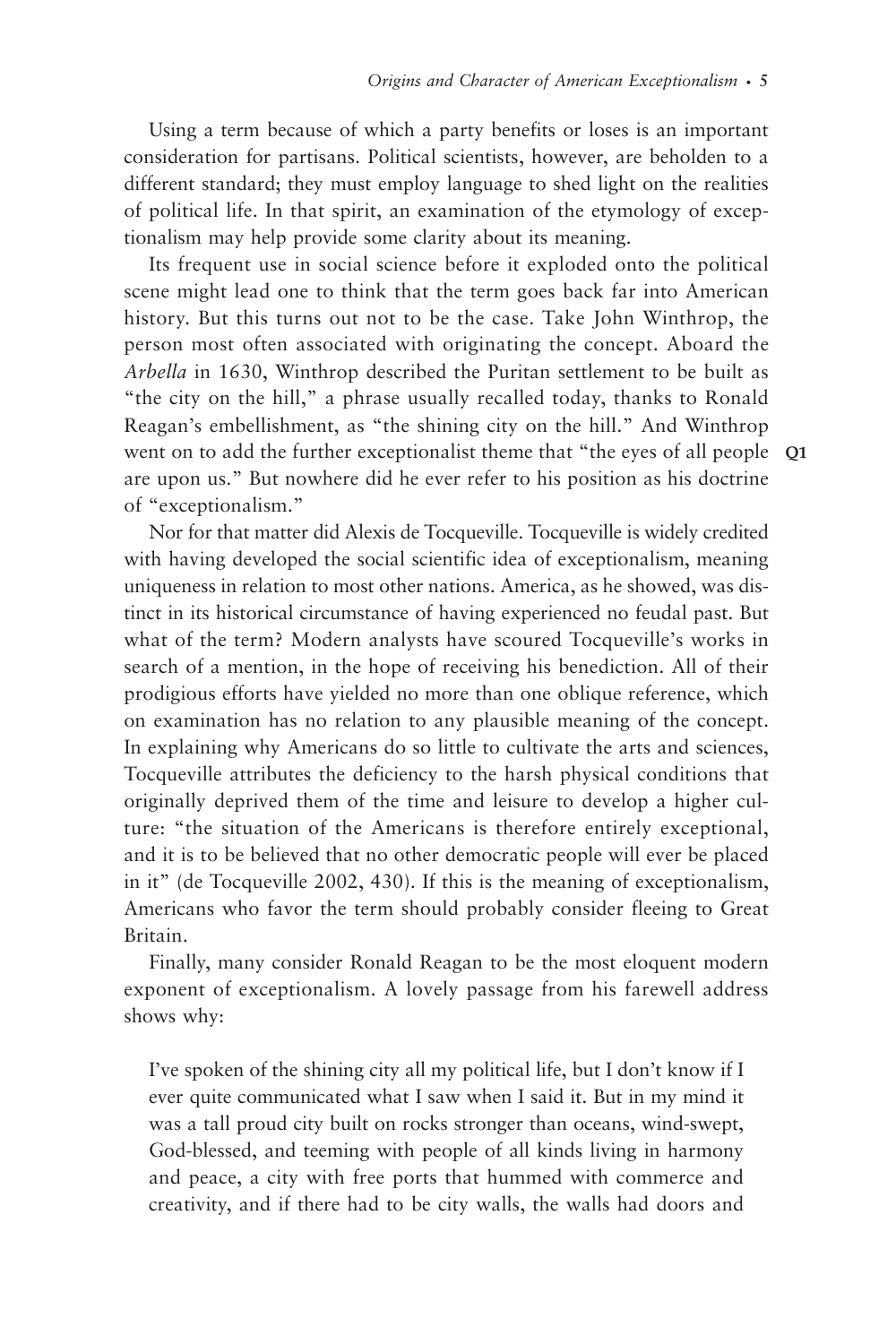Using a term because of which a party benefits or loses is an important consideration for partisans. Political scientists, however, are beholden to a different standard; they must employ language to shed light on the realities of political life. In that spirit, an examination of the etymology of exceptionalism may help provide some clarity about its meaning.

Its frequent use in social science before it exploded onto the political scene might lead one to think that the term goes back far into American history. But this turns out not to be the case. Take John Winthrop, the person most often associated with originating the concept. Aboard the *Arbella* in 1630, Winthrop described the Puritan settlement to be built as "the city on the hill," a phrase usually recalled today, thanks to Ronald Reagan's embellishment, as "the shining city on the hill." And Winthrop went on to add the further exceptionalist theme that "the eyes of all people are upon us." But nowhere did he ever refer to his position as his doctrine of "exceptionalism." Q1

Nor for that matter did Alexis de Tocqueville. Tocqueville is widely credited with having developed the social scientific idea of exceptionalism, meaning uniqueness in relation to most other nations. America, as he showed, was distinct in its historical circumstance of having experienced no feudal past. But what of the term? Modern analysts have scoured Tocqueville's works in search of a mention, in the hope of receiving his benediction. All of their prodigious efforts have yielded no more than one oblique reference, which on examination has no relation to any plausible meaning of the concept. In explaining why Americans do so little to cultivate the arts and sciences, Tocqueville attributes the deficiency to the harsh physical conditions that originally deprived them of the time and leisure to develop a higher culture: "the situation of the Americans is therefore entirely exceptional, and it is to be believed that no other democratic people will ever be placed in it" (de Tocqueville 2002, 430). If this is the meaning of exceptionalism, Americans who favor the term should probably consider fleeing to Great Britain.

Finally, many consider Ronald Reagan to be the most eloquent modern exponent of exceptionalism. A lovely passage from his farewell address shows why:

> I've spoken of the shining city all my political life, but I don't know if I ever quite communicated what I saw when I said it. But in my mind it was a tall proud city built on rocks stronger than oceans, wind-swept, God-blessed, and teeming with people of all kinds living in harmony and peace, a city with free ports that hummed with commerce and creativity, and if there had to be city walls, the walls had doors and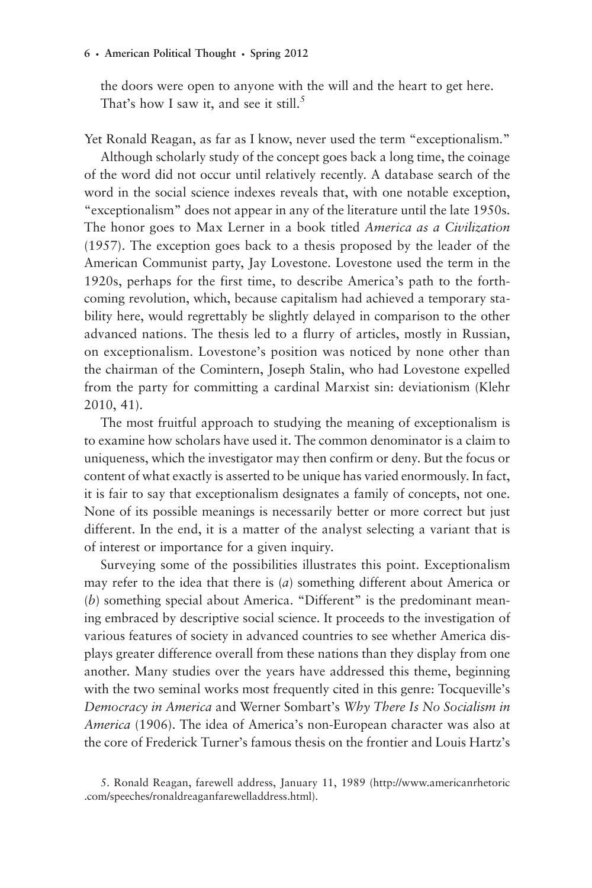the doors were open to anyone with the will and the heart to get here. That's how I saw it, and see it still.[5]

Yet Ronald Reagan, as far as I know, never used the term "exceptionalism."

Although scholarly study of the concept goes back a long time, the coinage of the word did not occur until relatively recently. A database search of the word in the social science indexes reveals that, with one notable exception, "exceptionalism" does not appear in any of the literature until the late 1950s. The honor goes to Max Lerner in a book titled *America as a Civilization* (1957). The exception goes back to a thesis proposed by the leader of the American Communist party, Jay Lovestone. Lovestone used the term in the 1920s, perhaps for the first time, to describe America's path to the forthcoming revolution, which, because capitalism had achieved a temporary stability here, would regrettably be slightly delayed in comparison to the other advanced nations. The thesis led to a flurry of articles, mostly in Russian, on exceptionalism. Lovestone's position was noticed by none other than the chairman of the Comintern, Joseph Stalin, who had Lovestone expelled from the party for committing a cardinal Marxist sin: deviationism (Klehr 2010, 41).

The most fruitful approach to studying the meaning of exceptionalism is to examine how scholars have used it. The common denominator is a claim to uniqueness, which the investigator may then confirm or deny. But the focus or content of what exactly is asserted to be unique has varied enormously. In fact, it is fair to say that exceptionalism designates a family of concepts, not one. None of its possible meanings is necessarily better or more correct but just different. In the end, it is a matter of the analyst selecting a variant that is of interest or importance for a given inquiry.

Surveying some of the possibilities illustrates this point. Exceptionalism may refer to the idea that there is (*a*) something different about America or (*b*) something special about America. "Different" is the predominant meaning embraced by descriptive social science. It proceeds to the investigation of various features of society in advanced countries to see whether America displays greater difference overall from these nations than they display from one another. Many studies over the years have addressed this theme, beginning with the two seminal works most frequently cited in this genre: Tocqueville's *Democracy in America* and Werner Sombart's *Why There Is No Socialism in America* (1906). The idea of America's non-European character was also at the core of Frederick Turner's famous thesis on the frontier and Louis Hartz's

5. Ronald Reagan, farewell address, January 11, 1989 (http://www.americanrhetoric.com/speeches/ronaldreaganfarewelladdress.html).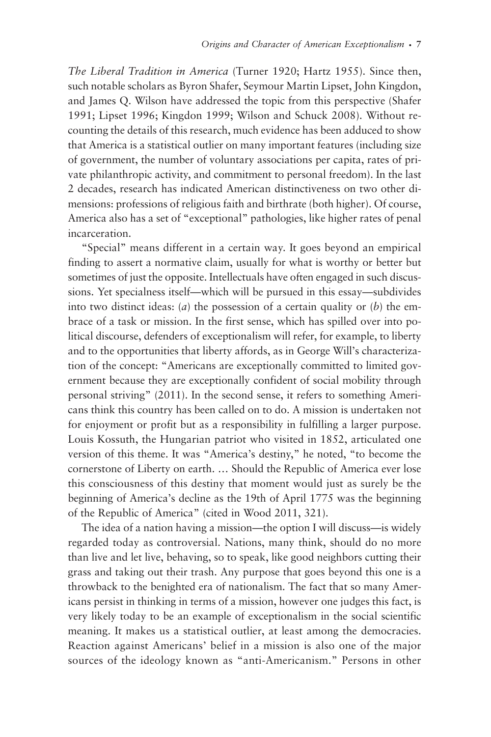*The Liberal Tradition in America* (Turner 1920; Hartz 1955). Since then, such notable scholars as Byron Shafer, Seymour Martin Lipset, John Kingdon, and James Q. Wilson have addressed the topic from this perspective (Shafer 1991; Lipset 1996; Kingdon 1999; Wilson and Schuck 2008). Without recounting the details of this research, much evidence has been adduced to show that America is a statistical outlier on many important features (including size of government, the number of voluntary associations per capita, rates of private philanthropic activity, and commitment to personal freedom). In the last 2 decades, research has indicated American distinctiveness on two other dimensions: professions of religious faith and birthrate (both higher). Of course, America also has a set of "exceptional" pathologies, like higher rates of penal incarceration.

"Special" means different in a certain way. It goes beyond an empirical finding to assert a normative claim, usually for what is worthy or better but sometimes of just the opposite. Intellectuals have often engaged in such discussions. Yet specialness itself—which will be pursued in this essay—subdivides into two distinct ideas: (*a*) the possession of a certain quality or (*b*) the embrace of a task or mission. In the first sense, which has spilled over into political discourse, defenders of exceptionalism will refer, for example, to liberty and to the opportunities that liberty affords, as in George Will's characterization of the concept: "Americans are exceptionally committed to limited government because they are exceptionally confident of social mobility through personal striving" (2011). In the second sense, it refers to something Americans think this country has been called on to do. A mission is undertaken not for enjoyment or profit but as a responsibility in fulfilling a larger purpose. Louis Kossuth, the Hungarian patriot who visited in 1852, articulated one version of this theme. It was "America's destiny," he noted, "to become the cornerstone of Liberty on earth. … Should the Republic of America ever lose this consciousness of this destiny that moment would just as surely be the beginning of America's decline as the 19th of April 1775 was the beginning of the Republic of America" (cited in Wood 2011, 321).

The idea of a nation having a mission—the option I will discuss—is widely regarded today as controversial. Nations, many think, should do no more than live and let live, behaving, so to speak, like good neighbors cutting their grass and taking out their trash. Any purpose that goes beyond this one is a throwback to the benighted era of nationalism. The fact that so many Americans persist in thinking in terms of a mission, however one judges this fact, is very likely today to be an example of exceptionalism in the social scientific meaning. It makes us a statistical outlier, at least among the democracies. Reaction against Americans' belief in a mission is also one of the major sources of the ideology known as "anti-Americanism." Persons in other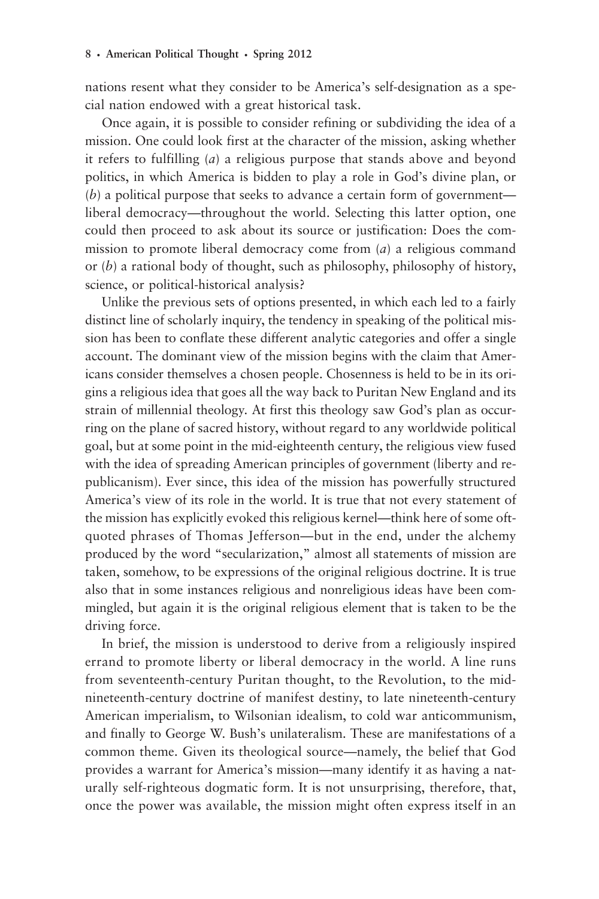nations resent what they consider to be America's self-designation as a special nation endowed with a great historical task.

Once again, it is possible to consider refining or subdividing the idea of a mission. One could look first at the character of the mission, asking whether it refers to fulfilling (*a*) a religious purpose that stands above and beyond politics, in which America is bidden to play a role in God's divine plan, or (*b*) a political purpose that seeks to advance a certain form of government—liberal democracy—throughout the world. Selecting this latter option, one could then proceed to ask about its source or justification: Does the commission to promote liberal democracy come from (*a*) a religious command or (*b*) a rational body of thought, such as philosophy, philosophy of history, science, or political-historical analysis?

Unlike the previous sets of options presented, in which each led to a fairly distinct line of scholarly inquiry, the tendency in speaking of the political mission has been to conflate these different analytic categories and offer a single account. The dominant view of the mission begins with the claim that Americans consider themselves a chosen people. Chosenness is held to be in its origins a religious idea that goes all the way back to Puritan New England and its strain of millennial theology. At first this theology saw God's plan as occurring on the plane of sacred history, without regard to any worldwide political goal, but at some point in the mid-eighteenth century, the religious view fused with the idea of spreading American principles of government (liberty and republicanism). Ever since, this idea of the mission has powerfully structured America's view of its role in the world. It is true that not every statement of the mission has explicitly evoked this religious kernel—think here of some oft-quoted phrases of Thomas Jefferson—but in the end, under the alchemy produced by the word "secularization," almost all statements of mission are taken, somehow, to be expressions of the original religious doctrine. It is true also that in some instances religious and nonreligious ideas have been commingled, but again it is the original religious element that is taken to be the driving force.

In brief, the mission is understood to derive from a religiously inspired errand to promote liberty or liberal democracy in the world. A line runs from seventeenth-century Puritan thought, to the Revolution, to the mid-nineteenth-century doctrine of manifest destiny, to late nineteenth-century American imperialism, to Wilsonian idealism, to cold war anticommunism, and finally to George W. Bush's unilateralism. These are manifestations of a common theme. Given its theological source—namely, the belief that God provides a warrant for America's mission—many identify it as having a naturally self-righteous dogmatic form. It is not unsurprising, therefore, that, once the power was available, the mission might often express itself in an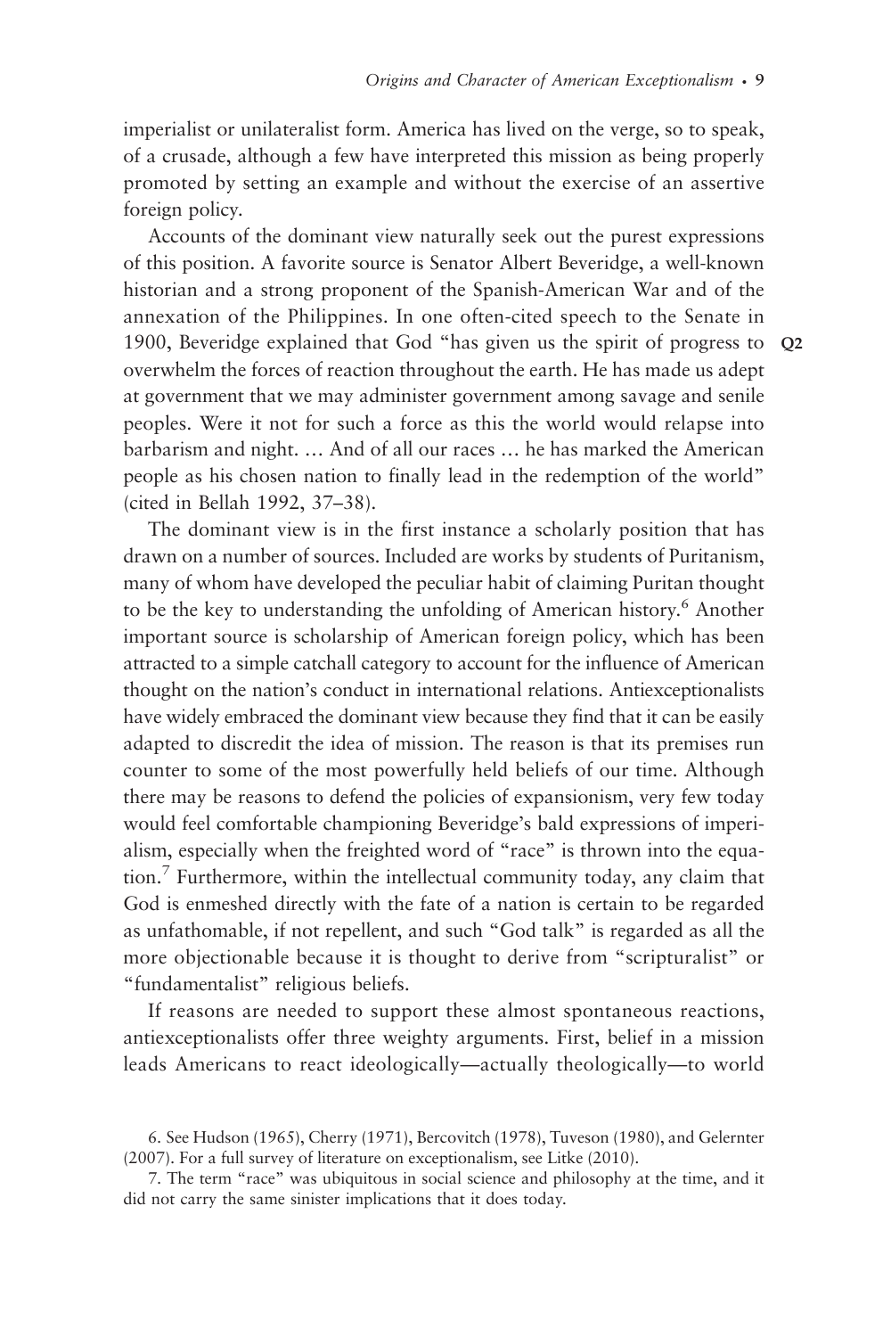imperialist or unilateralist form. America has lived on the verge, so to speak, of a crusade, although a few have interpreted this mission as being properly promoted by setting an example and without the exercise of an assertive foreign policy.

Accounts of the dominant view naturally seek out the purest expressions of this position. A favorite source is Senator Albert Beveridge, a well-known historian and a strong proponent of the Spanish-American War and of the annexation of the Philippines. In one often-cited speech to the Senate in 1900, Beveridge explained that God "has given us the spirit of progress to overwhelm the forces of reaction throughout the earth. He has made us adept at government that we may administer government among savage and senile peoples. Were it not for such a force as this the world would relapse into barbarism and night. … And of all our races … he has marked the American people as his chosen nation to finally lead in the redemption of the world" (cited in Bellah 1992, 37–38).

Q2

The dominant view is in the first instance a scholarly position that has drawn on a number of sources. Included are works by students of Puritanism, many of whom have developed the peculiar habit of claiming Puritan thought to be the key to understanding the unfolding of American history.[6] Another important source is scholarship of American foreign policy, which has been attracted to a simple catchall category to account for the influence of American thought on the nation's conduct in international relations. Antiexceptionalists have widely embraced the dominant view because they find that it can be easily adapted to discredit the idea of mission. The reason is that its premises run counter to some of the most powerfully held beliefs of our time. Although there may be reasons to defend the policies of expansionism, very few today would feel comfortable championing Beveridge's bald expressions of imperialism, especially when the freighted word of "race" is thrown into the equation.[7] Furthermore, within the intellectual community today, any claim that God is enmeshed directly with the fate of a nation is certain to be regarded as unfathomable, if not repellent, and such "God talk" is regarded as all the more objectionable because it is thought to derive from "scripturalist" or "fundamentalist" religious beliefs.

If reasons are needed to support these almost spontaneous reactions, antiexceptionalists offer three weighty arguments. First, belief in a mission leads Americans to react ideologically—actually theologically—to world

6. See Hudson (1965), Cherry (1971), Bercovitch (1978), Tuveson (1980), and Gelernter (2007). For a full survey of literature on exceptionalism, see Litke (2010).

7. The term "race" was ubiquitous in social science and philosophy at the time, and it did not carry the same sinister implications that it does today.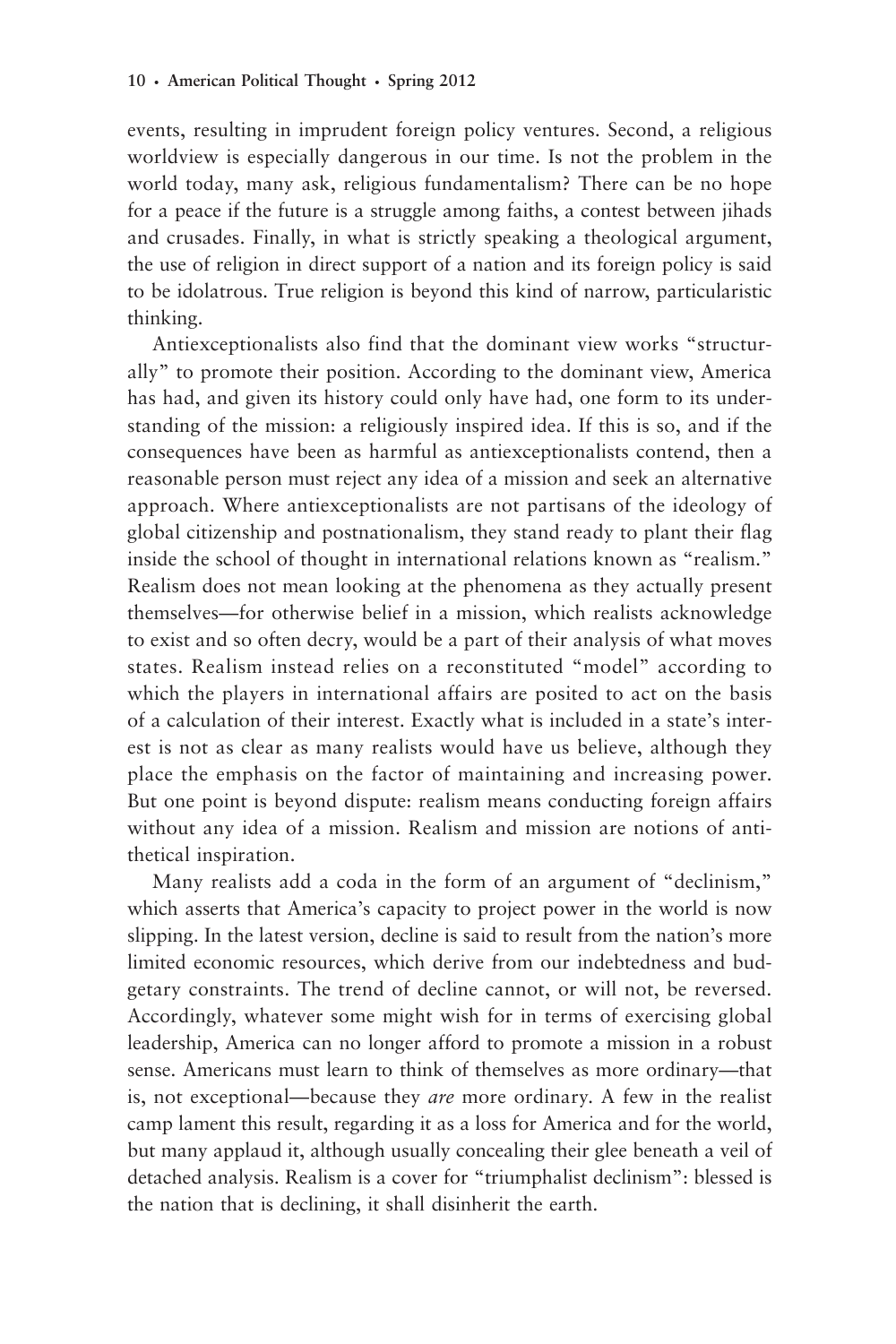events, resulting in imprudent foreign policy ventures. Second, a religious worldview is especially dangerous in our time. Is not the problem in the world today, many ask, religious fundamentalism? There can be no hope for a peace if the future is a struggle among faiths, a contest between jihads and crusades. Finally, in what is strictly speaking a theological argument, the use of religion in direct support of a nation and its foreign policy is said to be idolatrous. True religion is beyond this kind of narrow, particularistic thinking.

Antiexceptionalists also find that the dominant view works "structurally" to promote their position. According to the dominant view, America has had, and given its history could only have had, one form to its understanding of the mission: a religiously inspired idea. If this is so, and if the consequences have been as harmful as antiexceptionalists contend, then a reasonable person must reject any idea of a mission and seek an alternative approach. Where antiexceptionalists are not partisans of the ideology of global citizenship and postnationalism, they stand ready to plant their flag inside the school of thought in international relations known as "realism." Realism does not mean looking at the phenomena as they actually present themselves—for otherwise belief in a mission, which realists acknowledge to exist and so often decry, would be a part of their analysis of what moves states. Realism instead relies on a reconstituted "model" according to which the players in international affairs are posited to act on the basis of a calculation of their interest. Exactly what is included in a state's interest is not as clear as many realists would have us believe, although they place the emphasis on the factor of maintaining and increasing power. But one point is beyond dispute: realism means conducting foreign affairs without any idea of a mission. Realism and mission are notions of antithetical inspiration.

Many realists add a coda in the form of an argument of "declinism," which asserts that America's capacity to project power in the world is now slipping. In the latest version, decline is said to result from the nation's more limited economic resources, which derive from our indebtedness and budgetary constraints. The trend of decline cannot, or will not, be reversed. Accordingly, whatever some might wish for in terms of exercising global leadership, America can no longer afford to promote a mission in a robust sense. Americans must learn to think of themselves as more ordinary—that is, not exceptional—because they *are* more ordinary. A few in the realist camp lament this result, regarding it as a loss for America and for the world, but many applaud it, although usually concealing their glee beneath a veil of detached analysis. Realism is a cover for "triumphalist declinism": blessed is the nation that is declining, it shall disinherit the earth.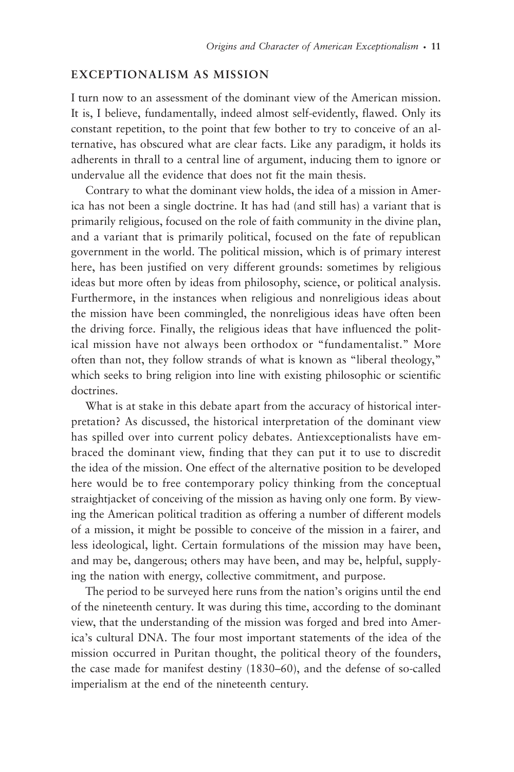## EXCEPTIONALISM AS MISSION

I turn now to an assessment of the dominant view of the American mission. It is, I believe, fundamentally, indeed almost self-evidently, flawed. Only its constant repetition, to the point that few bother to try to conceive of an alternative, has obscured what are clear facts. Like any paradigm, it holds its adherents in thrall to a central line of argument, inducing them to ignore or undervalue all the evidence that does not fit the main thesis.

Contrary to what the dominant view holds, the idea of a mission in America has not been a single doctrine. It has had (and still has) a variant that is primarily religious, focused on the role of faith community in the divine plan, and a variant that is primarily political, focused on the fate of republican government in the world. The political mission, which is of primary interest here, has been justified on very different grounds: sometimes by religious ideas but more often by ideas from philosophy, science, or political analysis. Furthermore, in the instances when religious and nonreligious ideas about the mission have been commingled, the nonreligious ideas have often been the driving force. Finally, the religious ideas that have influenced the political mission have not always been orthodox or "fundamentalist." More often than not, they follow strands of what is known as "liberal theology," which seeks to bring religion into line with existing philosophic or scientific doctrines.

What is at stake in this debate apart from the accuracy of historical interpretation? As discussed, the historical interpretation of the dominant view has spilled over into current policy debates. Antiexceptionalists have embraced the dominant view, finding that they can put it to use to discredit the idea of the mission. One effect of the alternative position to be developed here would be to free contemporary policy thinking from the conceptual straightjacket of conceiving of the mission as having only one form. By viewing the American political tradition as offering a number of different models of a mission, it might be possible to conceive of the mission in a fairer, and less ideological, light. Certain formulations of the mission may have been, and may be, dangerous; others may have been, and may be, helpful, supplying the nation with energy, collective commitment, and purpose.

The period to be surveyed here runs from the nation's origins until the end of the nineteenth century. It was during this time, according to the dominant view, that the understanding of the mission was forged and bred into America's cultural DNA. The four most important statements of the idea of the mission occurred in Puritan thought, the political theory of the founders, the case made for manifest destiny (1830–60), and the defense of so-called imperialism at the end of the nineteenth century.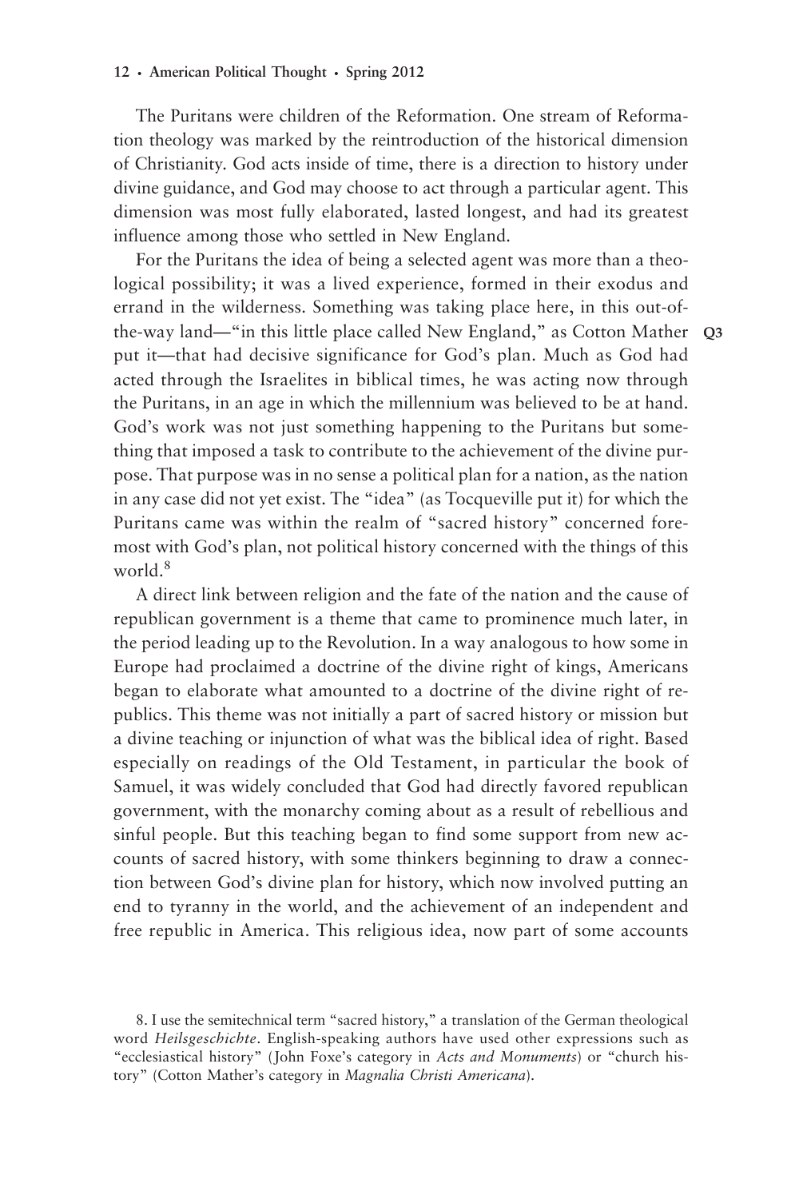The Puritans were children of the Reformation. One stream of Reformation theology was marked by the reintroduction of the historical dimension of Christianity. God acts inside of time, there is a direction to history under divine guidance, and God may choose to act through a particular agent. This dimension was most fully elaborated, lasted longest, and had its greatest influence among those who settled in New England.

For the Puritans the idea of being a selected agent was more than a theological possibility; it was a lived experience, formed in their exodus and errand in the wilderness. Something was taking place here, in this out-of-the-way land—"in this little place called New England," as Cotton Mather put it—that had decisive significance for God's plan. Much as God had acted through the Israelites in biblical times, he was acting now through the Puritans, in an age in which the millennium was believed to be at hand. God's work was not just something happening to the Puritans but something that imposed a task to contribute to the achievement of the divine purpose. That purpose was in no sense a political plan for a nation, as the nation in any case did not yet exist. The "idea" (as Tocqueville put it) for which the Puritans came was within the realm of "sacred history" concerned foremost with God's plan, not political history concerned with the things of this world.[8]

A direct link between religion and the fate of the nation and the cause of republican government is a theme that came to prominence much later, in the period leading up to the Revolution. In a way analogous to how some in Europe had proclaimed a doctrine of the divine right of kings, Americans began to elaborate what amounted to a doctrine of the divine right of republics. This theme was not initially a part of sacred history or mission but a divine teaching or injunction of what was the biblical idea of right. Based especially on readings of the Old Testament, in particular the book of Samuel, it was widely concluded that God had directly favored republican government, with the monarchy coming about as a result of rebellious and sinful people. But this teaching began to find some support from new accounts of sacred history, with some thinkers beginning to draw a connection between God's divine plan for history, which now involved putting an end to tyranny in the world, and the achievement of an independent and free republic in America. This religious idea, now part of some accounts

8. I use the semitechnical term "sacred history," a translation of the German theological word *Heilsgeschichte*. English-speaking authors have used other expressions such as "ecclesiastical history" (John Foxe's category in *Acts and Monuments*) or "church history" (Cotton Mather's category in *Magnalia Christi Americana*).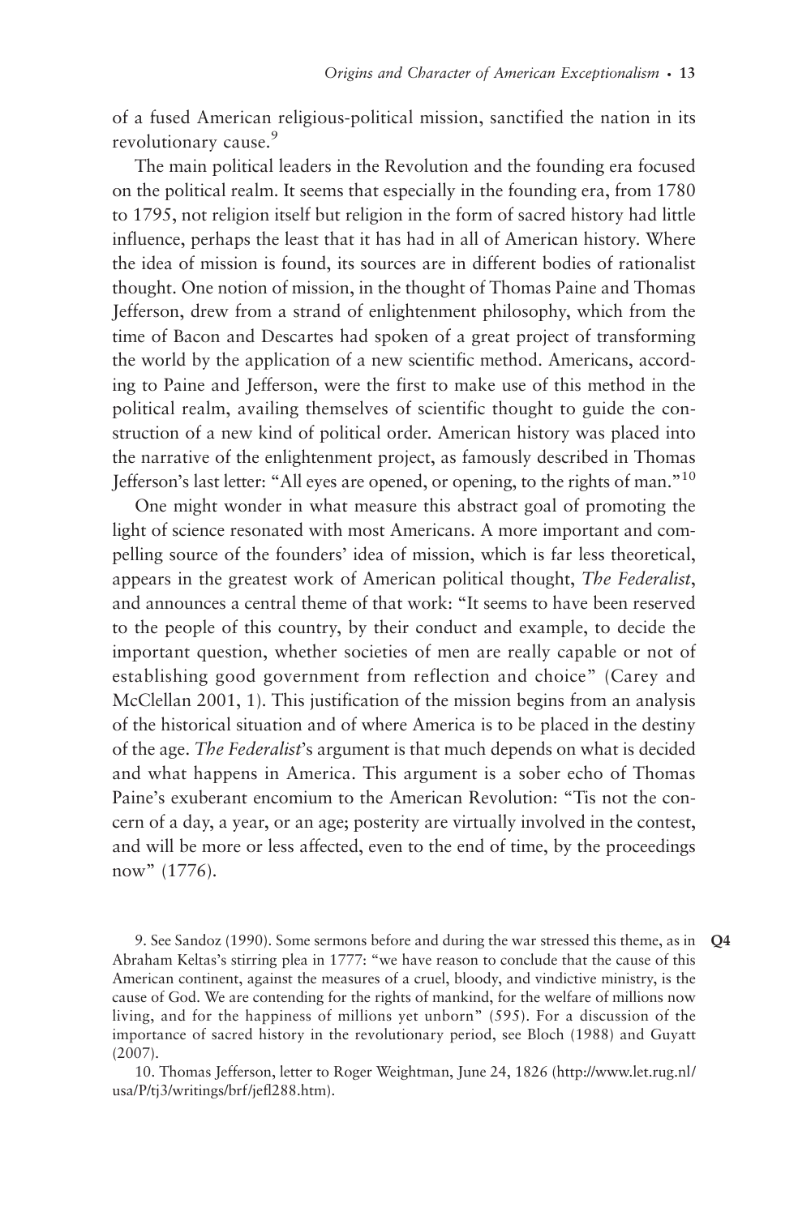of a fused American religious-political mission, sanctified the nation in its revolutionary cause.[9]

The main political leaders in the Revolution and the founding era focused on the political realm. It seems that especially in the founding era, from 1780 to 1795, not religion itself but religion in the form of sacred history had little influence, perhaps the least that it has had in all of American history. Where the idea of mission is found, its sources are in different bodies of rationalist thought. One notion of mission, in the thought of Thomas Paine and Thomas Jefferson, drew from a strand of enlightenment philosophy, which from the time of Bacon and Descartes had spoken of a great project of transforming the world by the application of a new scientific method. Americans, according to Paine and Jefferson, were the first to make use of this method in the political realm, availing themselves of scientific thought to guide the construction of a new kind of political order. American history was placed into the narrative of the enlightenment project, as famously described in Thomas Jefferson's last letter: "All eyes are opened, or opening, to the rights of man."[10]

One might wonder in what measure this abstract goal of promoting the light of science resonated with most Americans. A more important and compelling source of the founders' idea of mission, which is far less theoretical, appears in the greatest work of American political thought, *The Federalist*, and announces a central theme of that work: "It seems to have been reserved to the people of this country, by their conduct and example, to decide the important question, whether societies of men are really capable or not of establishing good government from reflection and choice" (Carey and McClellan 2001, 1). This justification of the mission begins from an analysis of the historical situation and of where America is to be placed in the destiny of the age. *The Federalist*'s argument is that much depends on what is decided and what happens in America. This argument is a sober echo of Thomas Paine's exuberant encomium to the American Revolution: "Tis not the concern of a day, a year, or an age; posterity are virtually involved in the contest, and will be more or less affected, even to the end of time, by the proceedings now" (1776).

9. See Sandoz (1990). Some sermons before and during the war stressed this theme, as in Abraham Keltas's stirring plea in 1777: "we have reason to conclude that the cause of this American continent, against the measures of a cruel, bloody, and vindictive ministry, is the cause of God. We are contending for the rights of mankind, for the welfare of millions now living, and for the happiness of millions yet unborn" (595). For a discussion of the importance of sacred history in the revolutionary period, see Bloch (1988) and Guyatt (2007). Q4

10. Thomas Jefferson, letter to Roger Weightman, June 24, 1826 (http://www.let.rug.nl/usa/P/tj3/writings/brf/jefl288.htm).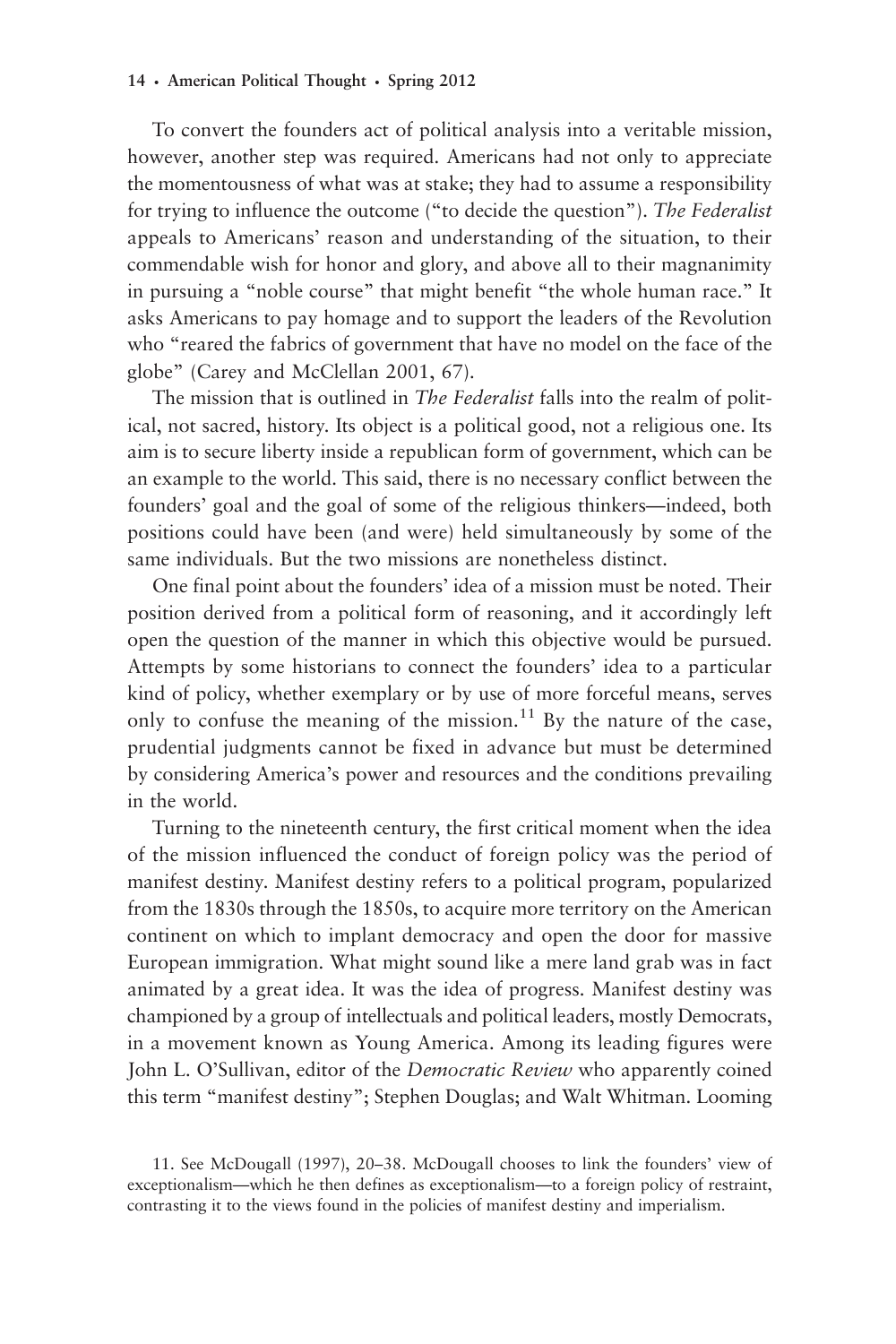To convert the founders act of political analysis into a veritable mission, however, another step was required. Americans had not only to appreciate the momentousness of what was at stake; they had to assume a responsibility for trying to influence the outcome ("to decide the question"). *The Federalist* appeals to Americans' reason and understanding of the situation, to their commendable wish for honor and glory, and above all to their magnanimity in pursuing a "noble course" that might benefit "the whole human race." It asks Americans to pay homage and to support the leaders of the Revolution who "reared the fabrics of government that have no model on the face of the globe" (Carey and McClellan 2001, 67).

The mission that is outlined in *The Federalist* falls into the realm of political, not sacred, history. Its object is a political good, not a religious one. Its aim is to secure liberty inside a republican form of government, which can be an example to the world. This said, there is no necessary conflict between the founders' goal and the goal of some of the religious thinkers—indeed, both positions could have been (and were) held simultaneously by some of the same individuals. But the two missions are nonetheless distinct.

One final point about the founders' idea of a mission must be noted. Their position derived from a political form of reasoning, and it accordingly left open the question of the manner in which this objective would be pursued. Attempts by some historians to connect the founders' idea to a particular kind of policy, whether exemplary or by use of more forceful means, serves only to confuse the meaning of the mission.[11] By the nature of the case, prudential judgments cannot be fixed in advance but must be determined by considering America's power and resources and the conditions prevailing in the world.

Turning to the nineteenth century, the first critical moment when the idea of the mission influenced the conduct of foreign policy was the period of manifest destiny. Manifest destiny refers to a political program, popularized from the 1830s through the 1850s, to acquire more territory on the American continent on which to implant democracy and open the door for massive European immigration. What might sound like a mere land grab was in fact animated by a great idea. It was the idea of progress. Manifest destiny was championed by a group of intellectuals and political leaders, mostly Democrats, in a movement known as Young America. Among its leading figures were John L. O'Sullivan, editor of the *Democratic Review* who apparently coined this term "manifest destiny"; Stephen Douglas; and Walt Whitman. Looming

11. See McDougall (1997), 20–38. McDougall chooses to link the founders' view of exceptionalism—which he then defines as exceptionalism—to a foreign policy of restraint, contrasting it to the views found in the policies of manifest destiny and imperialism.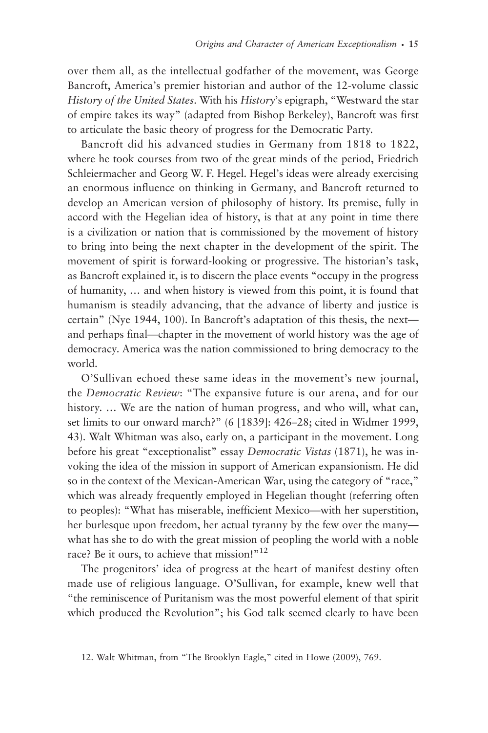over them all, as the intellectual godfather of the movement, was George Bancroft, America's premier historian and author of the 12-volume classic *History of the United States*. With his *History*'s epigraph, "Westward the star of empire takes its way" (adapted from Bishop Berkeley), Bancroft was first to articulate the basic theory of progress for the Democratic Party.

Bancroft did his advanced studies in Germany from 1818 to 1822, where he took courses from two of the great minds of the period, Friedrich Schleiermacher and Georg W. F. Hegel. Hegel's ideas were already exercising an enormous influence on thinking in Germany, and Bancroft returned to develop an American version of philosophy of history. Its premise, fully in accord with the Hegelian idea of history, is that at any point in time there is a civilization or nation that is commissioned by the movement of history to bring into being the next chapter in the development of the spirit. The movement of spirit is forward-looking or progressive. The historian's task, as Bancroft explained it, is to discern the place events "occupy in the progress of humanity, … and when history is viewed from this point, it is found that humanism is steadily advancing, that the advance of liberty and justice is certain" (Nye 1944, 100). In Bancroft's adaptation of this thesis, the next—and perhaps final—chapter in the movement of world history was the age of democracy. America was the nation commissioned to bring democracy to the world.

O'Sullivan echoed these same ideas in the movement's new journal, the *Democratic Review*: "The expansive future is our arena, and for our history. … We are the nation of human progress, and who will, what can, set limits to our onward march?" (6 [1839]: 426–28; cited in Widmer 1999, 43). Walt Whitman was also, early on, a participant in the movement. Long before his great "exceptionalist" essay *Democratic Vistas* (1871), he was invoking the idea of the mission in support of American expansionism. He did so in the context of the Mexican-American War, using the category of "race," which was already frequently employed in Hegelian thought (referring often to peoples): "What has miserable, inefficient Mexico—with her superstition, her burlesque upon freedom, her actual tyranny by the few over the many—what has she to do with the great mission of peopling the world with a noble race? Be it ours, to achieve that mission!"[12]

The progenitors' idea of progress at the heart of manifest destiny often made use of religious language. O'Sullivan, for example, knew well that "the reminiscence of Puritanism was the most powerful element of that spirit which produced the Revolution"; his God talk seemed clearly to have been

12. Walt Whitman, from "The Brooklyn Eagle," cited in Howe (2009), 769.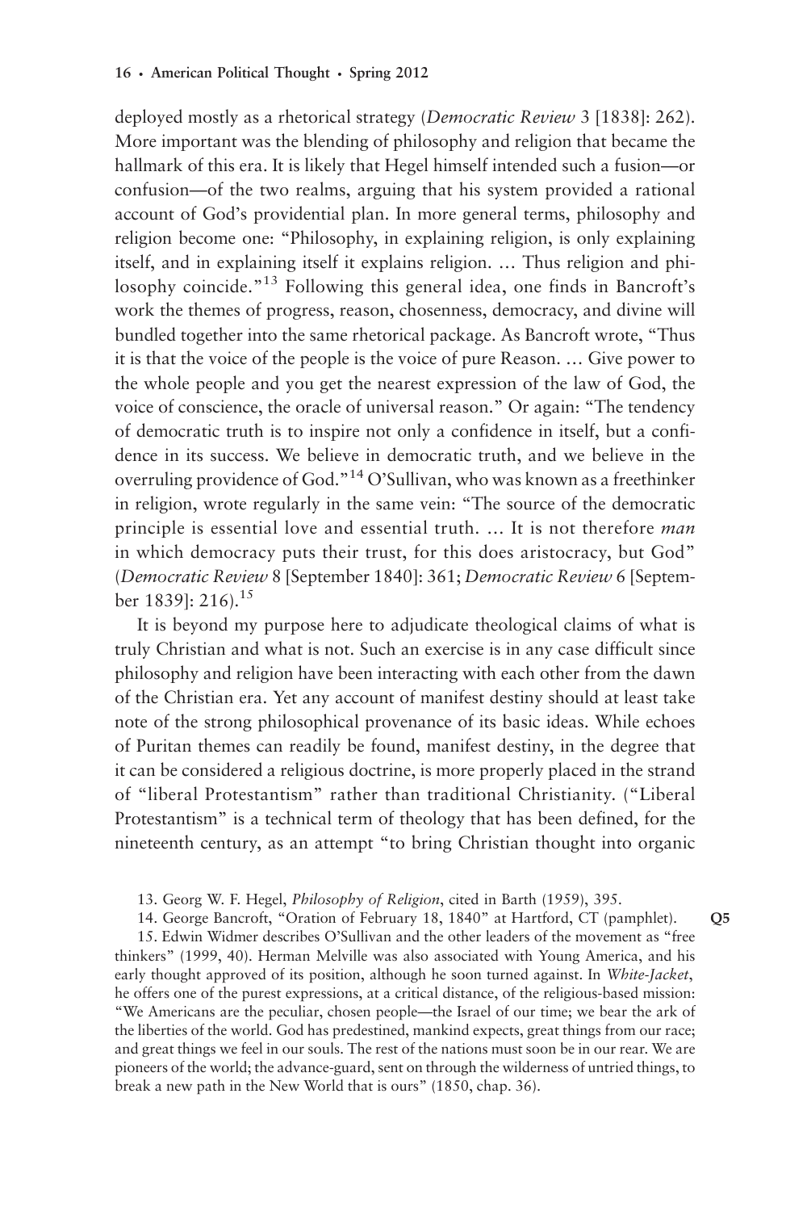deployed mostly as a rhetorical strategy (*Democratic Review* 3 [1838]: 262). More important was the blending of philosophy and religion that became the hallmark of this era. It is likely that Hegel himself intended such a fusion—or confusion—of the two realms, arguing that his system provided a rational account of God's providential plan. In more general terms, philosophy and religion become one: "Philosophy, in explaining religion, is only explaining itself, and in explaining itself it explains religion. … Thus religion and philosophy coincide."[13] Following this general idea, one finds in Bancroft's work the themes of progress, reason, chosenness, democracy, and divine will bundled together into the same rhetorical package. As Bancroft wrote, "Thus it is that the voice of the people is the voice of pure Reason. … Give power to the whole people and you get the nearest expression of the law of God, the voice of conscience, the oracle of universal reason." Or again: "The tendency of democratic truth is to inspire not only a confidence in itself, but a confidence in its success. We believe in democratic truth, and we believe in the overruling providence of God."[14] O'Sullivan, who was known as a freethinker in religion, wrote regularly in the same vein: "The source of the democratic principle is essential love and essential truth. … It is not therefore *man* in which democracy puts their trust, for this does aristocracy, but God" (*Democratic Review* 8 [September 1840]: 361; *Democratic Review* 6 [September 1839]: 216).[15]

It is beyond my purpose here to adjudicate theological claims of what is truly Christian and what is not. Such an exercise is in any case difficult since philosophy and religion have been interacting with each other from the dawn of the Christian era. Yet any account of manifest destiny should at least take note of the strong philosophical provenance of its basic ideas. While echoes of Puritan themes can readily be found, manifest destiny, in the degree that it can be considered a religious doctrine, is more properly placed in the strand of "liberal Protestantism" rather than traditional Christianity. ("Liberal Protestantism" is a technical term of theology that has been defined, for the nineteenth century, as an attempt "to bring Christian thought into organic

13. Georg W. F. Hegel, *Philosophy of Religion*, cited in Barth (1959), 395.

14. George Bancroft, "Oration of February 18, 1840" at Hartford, CT (pamphlet). Q5

15. Edwin Widmer describes O'Sullivan and the other leaders of the movement as "free thinkers" (1999, 40). Herman Melville was also associated with Young America, and his early thought approved of its position, although he soon turned against. In *White-Jacket*, he offers one of the purest expressions, at a critical distance, of the religious-based mission: "We Americans are the peculiar, chosen people—the Israel of our time; we bear the ark of the liberties of the world. God has predestined, mankind expects, great things from our race; and great things we feel in our souls. The rest of the nations must soon be in our rear. We are pioneers of the world; the advance-guard, sent on through the wilderness of untried things, to break a new path in the New World that is ours" (1850, chap. 36).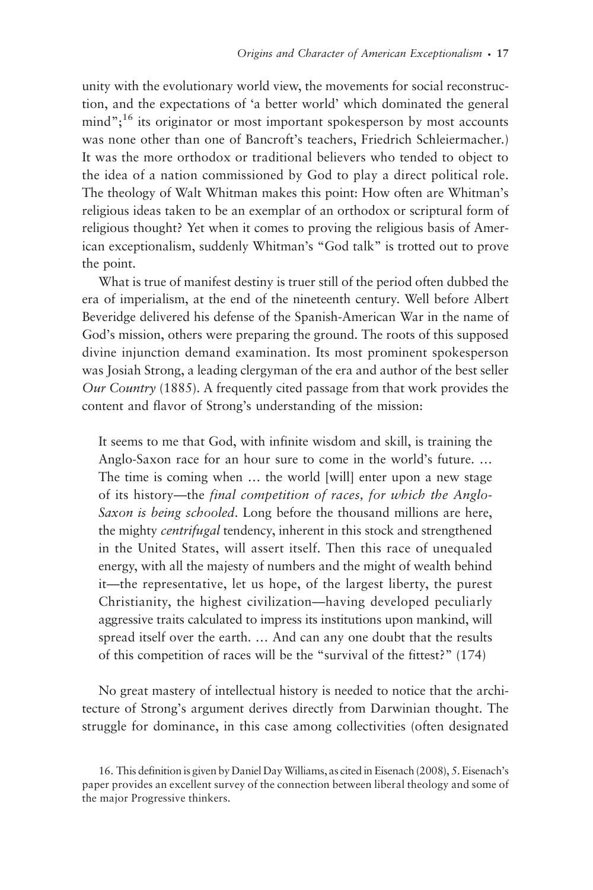unity with the evolutionary world view, the movements for social reconstruction, and the expectations of 'a better world' which dominated the general mind";[16] its originator or most important spokesperson by most accounts was none other than one of Bancroft's teachers, Friedrich Schleiermacher.) It was the more orthodox or traditional believers who tended to object to the idea of a nation commissioned by God to play a direct political role. The theology of Walt Whitman makes this point: How often are Whitman's religious ideas taken to be an exemplar of an orthodox or scriptural form of religious thought? Yet when it comes to proving the religious basis of American exceptionalism, suddenly Whitman's "God talk" is trotted out to prove the point.

What is true of manifest destiny is truer still of the period often dubbed the era of imperialism, at the end of the nineteenth century. Well before Albert Beveridge delivered his defense of the Spanish-American War in the name of God's mission, others were preparing the ground. The roots of this supposed divine injunction demand examination. Its most prominent spokesperson was Josiah Strong, a leading clergyman of the era and author of the best seller *Our Country* (1885). A frequently cited passage from that work provides the content and flavor of Strong's understanding of the mission:

> It seems to me that God, with infinite wisdom and skill, is training the Anglo-Saxon race for an hour sure to come in the world's future. … The time is coming when … the world [will] enter upon a new stage of its history—the *final competition of races, for which the Anglo-Saxon is being schooled*. Long before the thousand millions are here, the mighty *centrifugal* tendency, inherent in this stock and strengthened in the United States, will assert itself. Then this race of unequaled energy, with all the majesty of numbers and the might of wealth behind it—the representative, let us hope, of the largest liberty, the purest Christianity, the highest civilization—having developed peculiarly aggressive traits calculated to impress its institutions upon mankind, will spread itself over the earth. … And can any one doubt that the results of this competition of races will be the "survival of the fittest?" (174)

No great mastery of intellectual history is needed to notice that the architecture of Strong's argument derives directly from Darwinian thought. The struggle for dominance, in this case among collectivities (often designated

16. This definition is given by Daniel Day Williams, as cited in Eisenach (2008), 5. Eisenach's paper provides an excellent survey of the connection between liberal theology and some of the major Progressive thinkers.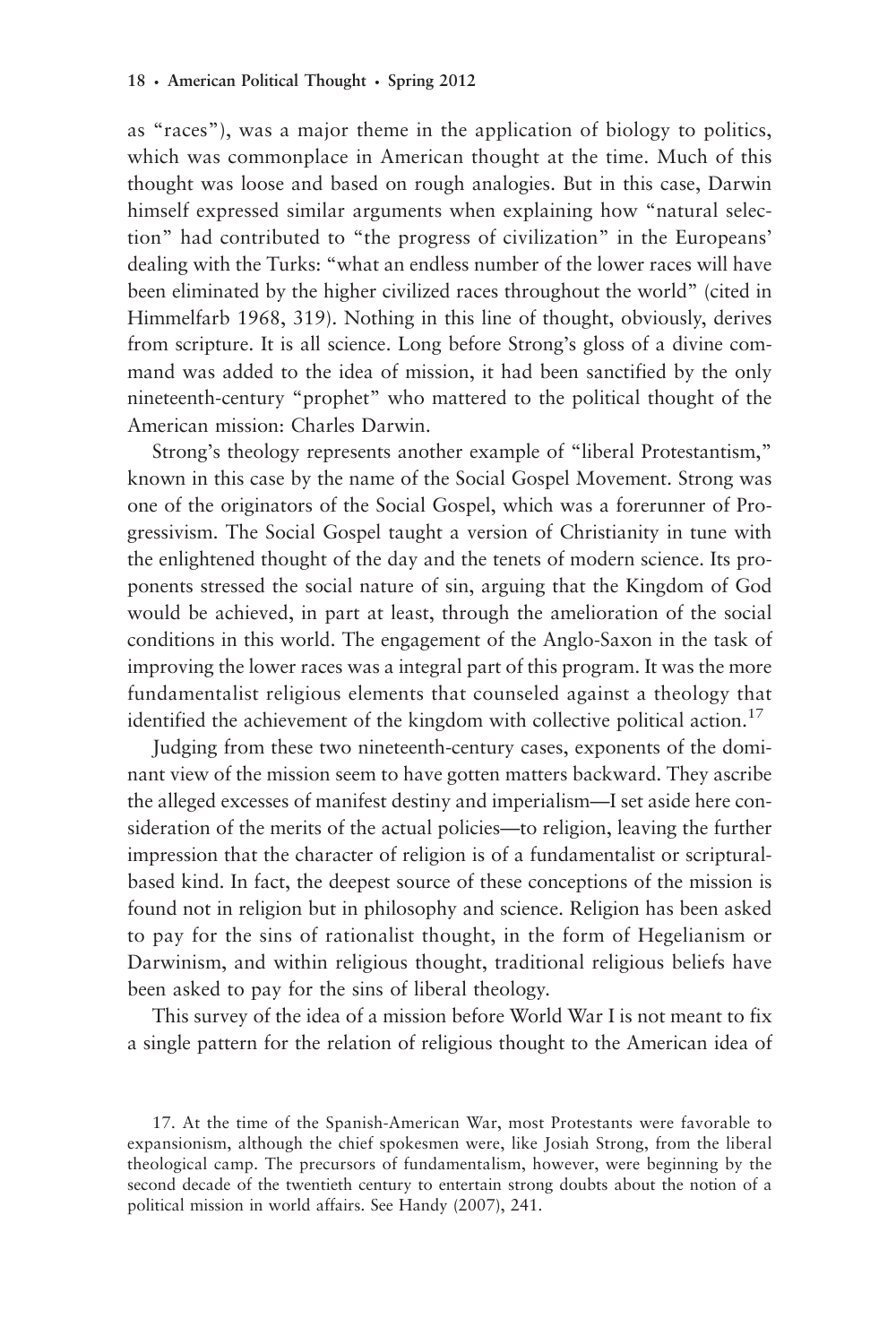as "races"), was a major theme in the application of biology to politics, which was commonplace in American thought at the time. Much of this thought was loose and based on rough analogies. But in this case, Darwin himself expressed similar arguments when explaining how "natural selection" had contributed to "the progress of civilization" in the Europeans' dealing with the Turks: "what an endless number of the lower races will have been eliminated by the higher civilized races throughout the world" (cited in Himmelfarb 1968, 319). Nothing in this line of thought, obviously, derives from scripture. It is all science. Long before Strong's gloss of a divine command was added to the idea of mission, it had been sanctified by the only nineteenth-century "prophet" who mattered to the political thought of the American mission: Charles Darwin.

Strong's theology represents another example of "liberal Protestantism," known in this case by the name of the Social Gospel Movement. Strong was one of the originators of the Social Gospel, which was a forerunner of Progressivism. The Social Gospel taught a version of Christianity in tune with the enlightened thought of the day and the tenets of modern science. Its proponents stressed the social nature of sin, arguing that the Kingdom of God would be achieved, in part at least, through the amelioration of the social conditions in this world. The engagement of the Anglo-Saxon in the task of improving the lower races was a integral part of this program. It was the more fundamentalist religious elements that counseled against a theology that identified the achievement of the kingdom with collective political action.[17]

Judging from these two nineteenth-century cases, exponents of the dominant view of the mission seem to have gotten matters backward. They ascribe the alleged excesses of manifest destiny and imperialism—I set aside here consideration of the merits of the actual policies—to religion, leaving the further impression that the character of religion is of a fundamentalist or scriptural-based kind. In fact, the deepest source of these conceptions of the mission is found not in religion but in philosophy and science. Religion has been asked to pay for the sins of rationalist thought, in the form of Hegelianism or Darwinism, and within religious thought, traditional religious beliefs have been asked to pay for the sins of liberal theology.

This survey of the idea of a mission before World War I is not meant to fix a single pattern for the relation of religious thought to the American idea of

17. At the time of the Spanish-American War, most Protestants were favorable to expansionism, although the chief spokesmen were, like Josiah Strong, from the liberal theological camp. The precursors of fundamentalism, however, were beginning by the second decade of the twentieth century to entertain strong doubts about the notion of a political mission in world affairs. See Handy (2007), 241.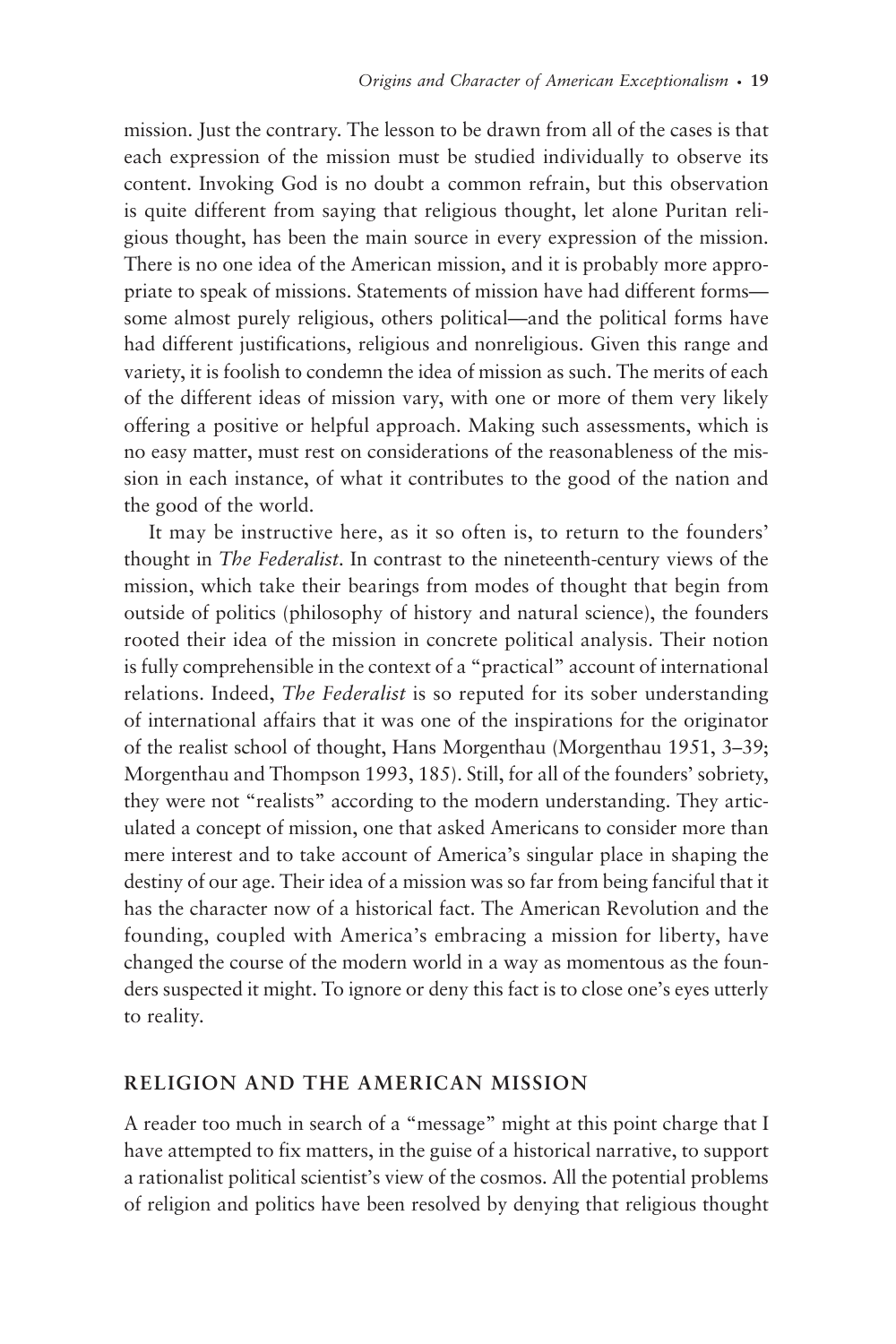mission. Just the contrary. The lesson to be drawn from all of the cases is that each expression of the mission must be studied individually to observe its content. Invoking God is no doubt a common refrain, but this observation is quite different from saying that religious thought, let alone Puritan religious thought, has been the main source in every expression of the mission. There is no one idea of the American mission, and it is probably more appropriate to speak of missions. Statements of mission have had different forms—some almost purely religious, others political—and the political forms have had different justifications, religious and nonreligious. Given this range and variety, it is foolish to condemn the idea of mission as such. The merits of each of the different ideas of mission vary, with one or more of them very likely offering a positive or helpful approach. Making such assessments, which is no easy matter, must rest on considerations of the reasonableness of the mission in each instance, of what it contributes to the good of the nation and the good of the world.

It may be instructive here, as it so often is, to return to the founders' thought in *The Federalist*. In contrast to the nineteenth-century views of the mission, which take their bearings from modes of thought that begin from outside of politics (philosophy of history and natural science), the founders rooted their idea of the mission in concrete political analysis. Their notion is fully comprehensible in the context of a "practical" account of international relations. Indeed, *The Federalist* is so reputed for its sober understanding of international affairs that it was one of the inspirations for the originator of the realist school of thought, Hans Morgenthau (Morgenthau 1951, 3–39; Morgenthau and Thompson 1993, 185). Still, for all of the founders' sobriety, they were not "realists" according to the modern understanding. They articulated a concept of mission, one that asked Americans to consider more than mere interest and to take account of America's singular place in shaping the destiny of our age. Their idea of a mission was so far from being fanciful that it has the character now of a historical fact. The American Revolution and the founding, coupled with America's embracing a mission for liberty, have changed the course of the modern world in a way as momentous as the founders suspected it might. To ignore or deny this fact is to close one's eyes utterly to reality.

## RELIGION AND THE AMERICAN MISSION

A reader too much in search of a "message" might at this point charge that I have attempted to fix matters, in the guise of a historical narrative, to support a rationalist political scientist's view of the cosmos. All the potential problems of religion and politics have been resolved by denying that religious thought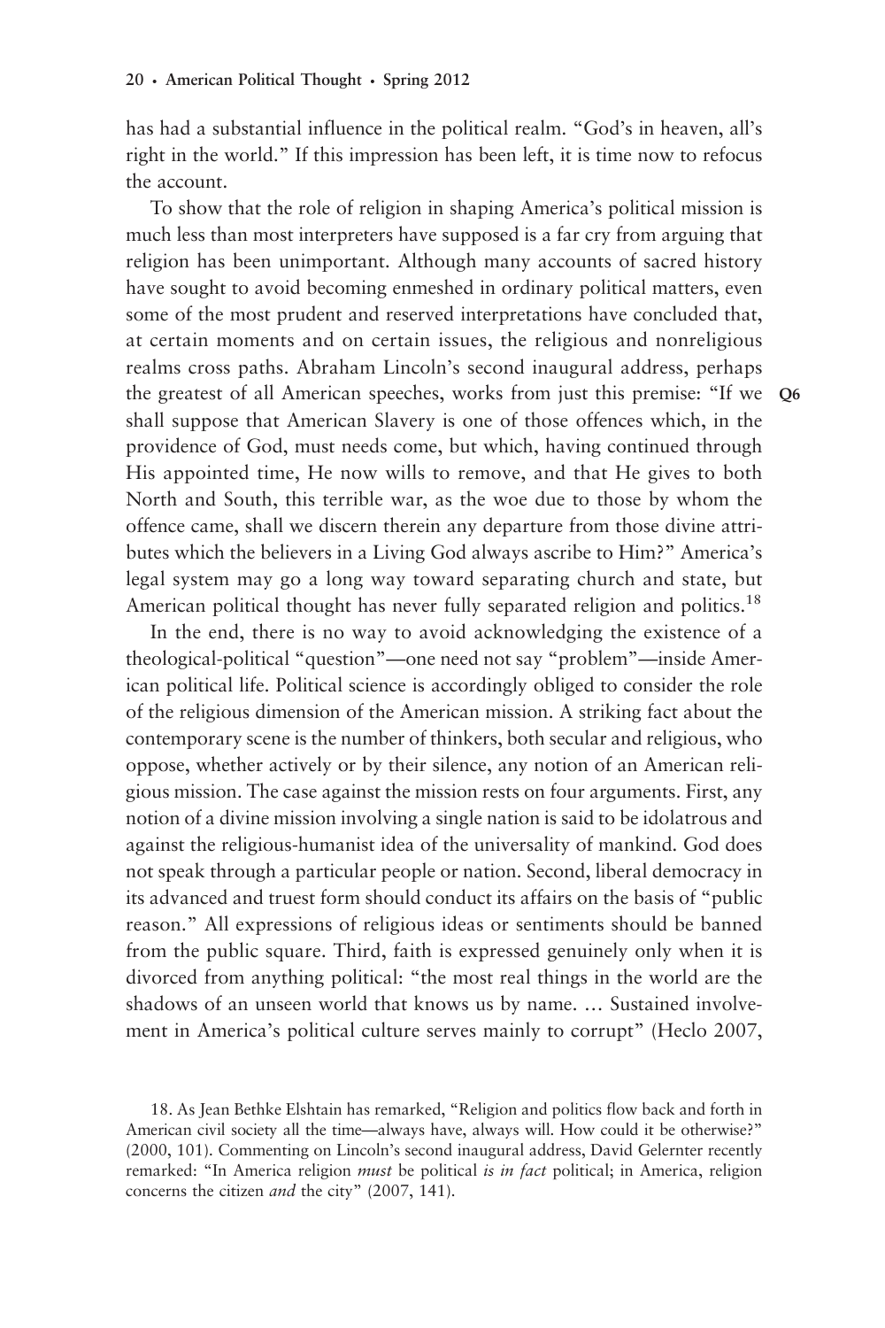has had a substantial influence in the political realm. "God's in heaven, all's right in the world." If this impression has been left, it is time now to refocus the account.

To show that the role of religion in shaping America's political mission is much less than most interpreters have supposed is a far cry from arguing that religion has been unimportant. Although many accounts of sacred history have sought to avoid becoming enmeshed in ordinary political matters, even some of the most prudent and reserved interpretations have concluded that, at certain moments and on certain issues, the religious and nonreligious realms cross paths. Abraham Lincoln's second inaugural address, perhaps the greatest of all American speeches, works from just this premise: "If we shall suppose that American Slavery is one of those offences which, in the providence of God, must needs come, but which, having continued through His appointed time, He now wills to remove, and that He gives to both North and South, this terrible war, as the woe due to those by whom the offence came, shall we discern therein any departure from those divine attributes which the believers in a Living God always ascribe to Him?" America's legal system may go a long way toward separating church and state, but American political thought has never fully separated religion and politics.[18]

In the end, there is no way to avoid acknowledging the existence of a theological-political "question"—one need not say "problem"—inside American political life. Political science is accordingly obliged to consider the role of the religious dimension of the American mission. A striking fact about the contemporary scene is the number of thinkers, both secular and religious, who oppose, whether actively or by their silence, any notion of an American religious mission. The case against the mission rests on four arguments. First, any notion of a divine mission involving a single nation is said to be idolatrous and against the religious-humanist idea of the universality of mankind. God does not speak through a particular people or nation. Second, liberal democracy in its advanced and truest form should conduct its affairs on the basis of "public reason." All expressions of religious ideas or sentiments should be banned from the public square. Third, faith is expressed genuinely only when it is divorced from anything political: "the most real things in the world are the shadows of an unseen world that knows us by name. … Sustained involvement in America's political culture serves mainly to corrupt" (Heclo 2007,

18. As Jean Bethke Elshtain has remarked, "Religion and politics flow back and forth in American civil society all the time—always have, always will. How could it be otherwise?" (2000, 101). Commenting on Lincoln's second inaugural address, David Gelernter recently remarked: "In America religion *must* be political *is in fact* political; in America, religion concerns the citizen *and* the city" (2007, 141).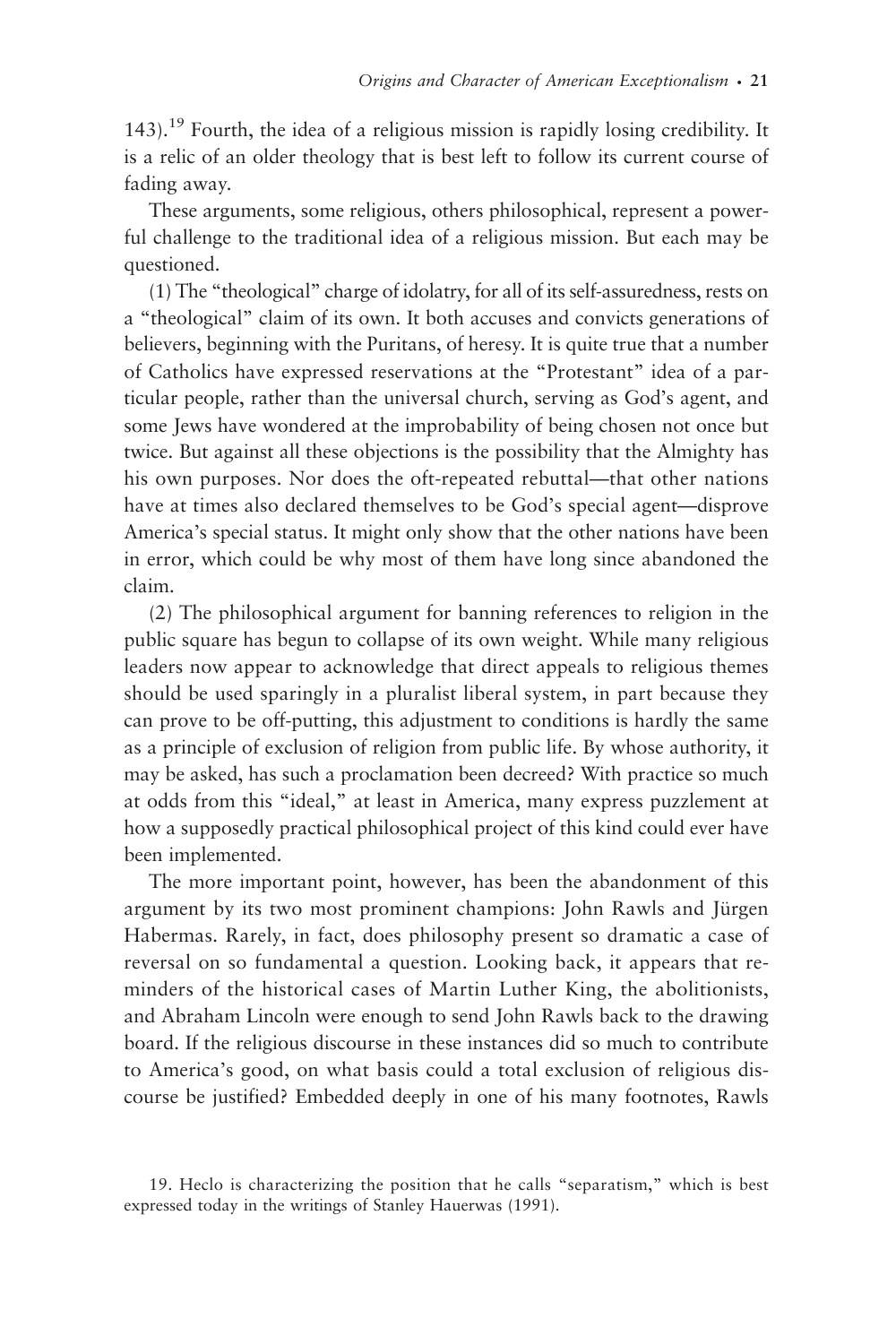143).[19] Fourth, the idea of a religious mission is rapidly losing credibility. It is a relic of an older theology that is best left to follow its current course of fading away.

These arguments, some religious, others philosophical, represent a powerful challenge to the traditional idea of a religious mission. But each may be questioned.

(1) The "theological" charge of idolatry, for all of its self-assuredness, rests on a "theological" claim of its own. It both accuses and convicts generations of believers, beginning with the Puritans, of heresy. It is quite true that a number of Catholics have expressed reservations at the "Protestant" idea of a particular people, rather than the universal church, serving as God's agent, and some Jews have wondered at the improbability of being chosen not once but twice. But against all these objections is the possibility that the Almighty has his own purposes. Nor does the oft-repeated rebuttal—that other nations have at times also declared themselves to be God's special agent—disprove America's special status. It might only show that the other nations have been in error, which could be why most of them have long since abandoned the claim.

(2) The philosophical argument for banning references to religion in the public square has begun to collapse of its own weight. While many religious leaders now appear to acknowledge that direct appeals to religious themes should be used sparingly in a pluralist liberal system, in part because they can prove to be off-putting, this adjustment to conditions is hardly the same as a principle of exclusion of religion from public life. By whose authority, it may be asked, has such a proclamation been decreed? With practice so much at odds from this "ideal," at least in America, many express puzzlement at how a supposedly practical philosophical project of this kind could ever have been implemented.

The more important point, however, has been the abandonment of this argument by its two most prominent champions: John Rawls and Jürgen Habermas. Rarely, in fact, does philosophy present so dramatic a case of reversal on so fundamental a question. Looking back, it appears that reminders of the historical cases of Martin Luther King, the abolitionists, and Abraham Lincoln were enough to send John Rawls back to the drawing board. If the religious discourse in these instances did so much to contribute to America's good, on what basis could a total exclusion of religious discourse be justified? Embedded deeply in one of his many footnotes, Rawls

19. Heclo is characterizing the position that he calls "separatism," which is best expressed today in the writings of Stanley Hauerwas (1991).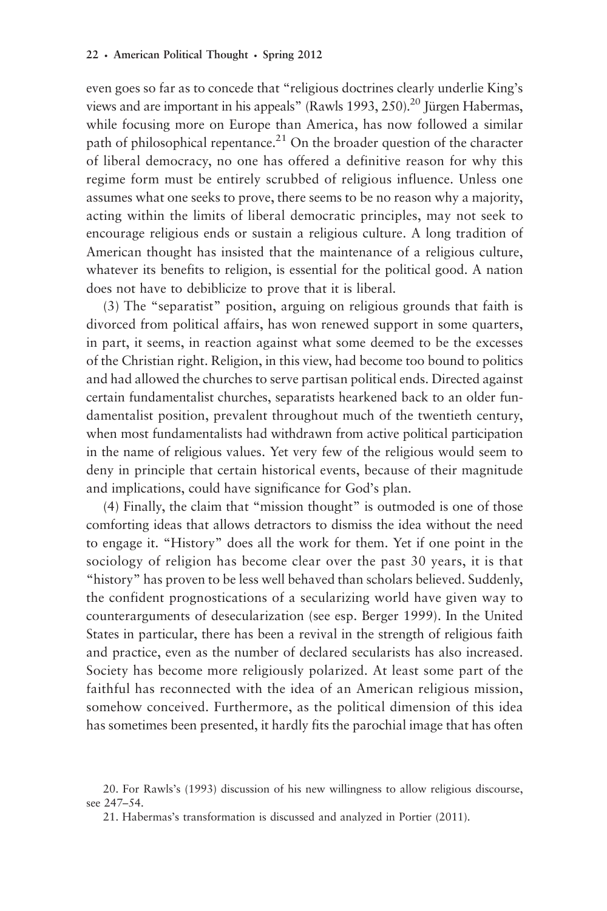even goes so far as to concede that "religious doctrines clearly underlie King's views and are important in his appeals" (Rawls 1993, 250).[20] Jürgen Habermas, while focusing more on Europe than America, has now followed a similar path of philosophical repentance.[21] On the broader question of the character of liberal democracy, no one has offered a definitive reason for why this regime form must be entirely scrubbed of religious influence. Unless one assumes what one seeks to prove, there seems to be no reason why a majority, acting within the limits of liberal democratic principles, may not seek to encourage religious ends or sustain a religious culture. A long tradition of American thought has insisted that the maintenance of a religious culture, whatever its benefits to religion, is essential for the political good. A nation does not have to debiblicize to prove that it is liberal.

(3) The "separatist" position, arguing on religious grounds that faith is divorced from political affairs, has won renewed support in some quarters, in part, it seems, in reaction against what some deemed to be the excesses of the Christian right. Religion, in this view, had become too bound to politics and had allowed the churches to serve partisan political ends. Directed against certain fundamentalist churches, separatists hearkened back to an older fundamentalist position, prevalent throughout much of the twentieth century, when most fundamentalists had withdrawn from active political participation in the name of religious values. Yet very few of the religious would seem to deny in principle that certain historical events, because of their magnitude and implications, could have significance for God's plan.

(4) Finally, the claim that "mission thought" is outmoded is one of those comforting ideas that allows detractors to dismiss the idea without the need to engage it. "History" does all the work for them. Yet if one point in the sociology of religion has become clear over the past 30 years, it is that "history" has proven to be less well behaved than scholars believed. Suddenly, the confident prognostications of a secularizing world have given way to counterarguments of desecularization (see esp. Berger 1999). In the United States in particular, there has been a revival in the strength of religious faith and practice, even as the number of declared secularists has also increased. Society has become more religiously polarized. At least some part of the faithful has reconnected with the idea of an American religious mission, somehow conceived. Furthermore, as the political dimension of this idea has sometimes been presented, it hardly fits the parochial image that has often

20. For Rawls's (1993) discussion of his new willingness to allow religious discourse, see 247–54.

21. Habermas's transformation is discussed and analyzed in Portier (2011).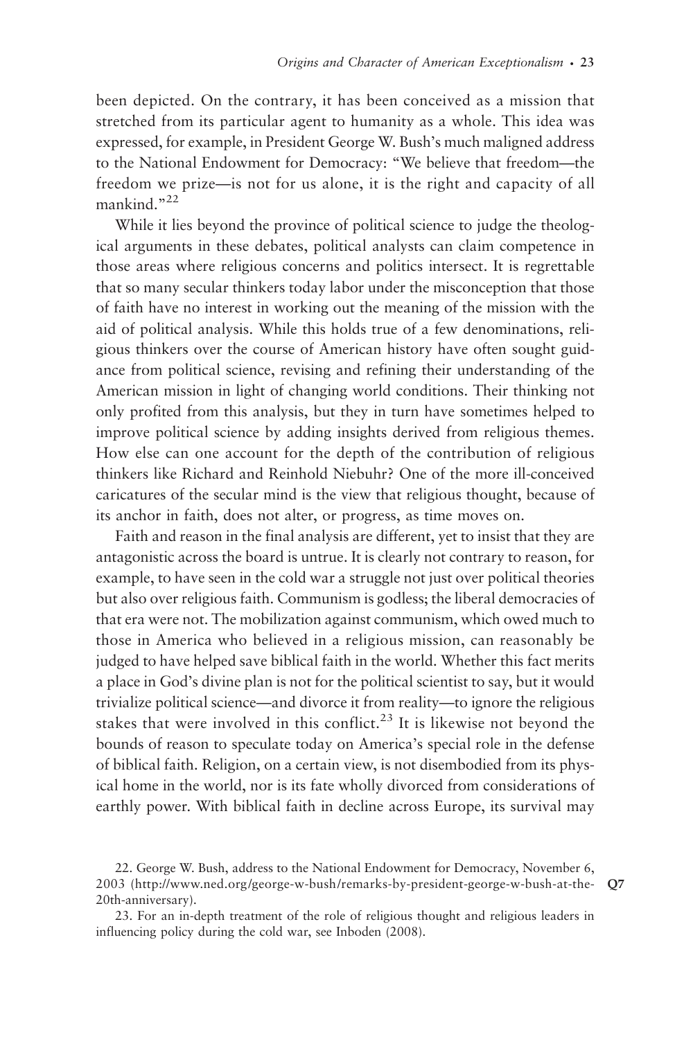been depicted. On the contrary, it has been conceived as a mission that stretched from its particular agent to humanity as a whole. This idea was expressed, for example, in President George W. Bush's much maligned address to the National Endowment for Democracy: "We believe that freedom—the freedom we prize—is not for us alone, it is the right and capacity of all mankind."[22]

While it lies beyond the province of political science to judge the theological arguments in these debates, political analysts can claim competence in those areas where religious concerns and politics intersect. It is regrettable that so many secular thinkers today labor under the misconception that those of faith have no interest in working out the meaning of the mission with the aid of political analysis. While this holds true of a few denominations, religious thinkers over the course of American history have often sought guidance from political science, revising and refining their understanding of the American mission in light of changing world conditions. Their thinking not only profited from this analysis, but they in turn have sometimes helped to improve political science by adding insights derived from religious themes. How else can one account for the depth of the contribution of religious thinkers like Richard and Reinhold Niebuhr? One of the more ill-conceived caricatures of the secular mind is the view that religious thought, because of its anchor in faith, does not alter, or progress, as time moves on.

Faith and reason in the final analysis are different, yet to insist that they are antagonistic across the board is untrue. It is clearly not contrary to reason, for example, to have seen in the cold war a struggle not just over political theories but also over religious faith. Communism is godless; the liberal democracies of that era were not. The mobilization against communism, which owed much to those in America who believed in a religious mission, can reasonably be judged to have helped save biblical faith in the world. Whether this fact merits a place in God's divine plan is not for the political scientist to say, but it would trivialize political science—and divorce it from reality—to ignore the religious stakes that were involved in this conflict.[23] It is likewise not beyond the bounds of reason to speculate today on America's special role in the defense of biblical faith. Religion, on a certain view, is not disembodied from its physical home in the world, nor is its fate wholly divorced from considerations of earthly power. With biblical faith in decline across Europe, its survival may

22. George W. Bush, address to the National Endowment for Democracy, November 6, 2003 (http://www.ned.org/george-w-bush/remarks-by-president-george-w-bush-at-the-20th-anniversary). Q7

23. For an in-depth treatment of the role of religious thought and religious leaders in influencing policy during the cold war, see Inboden (2008).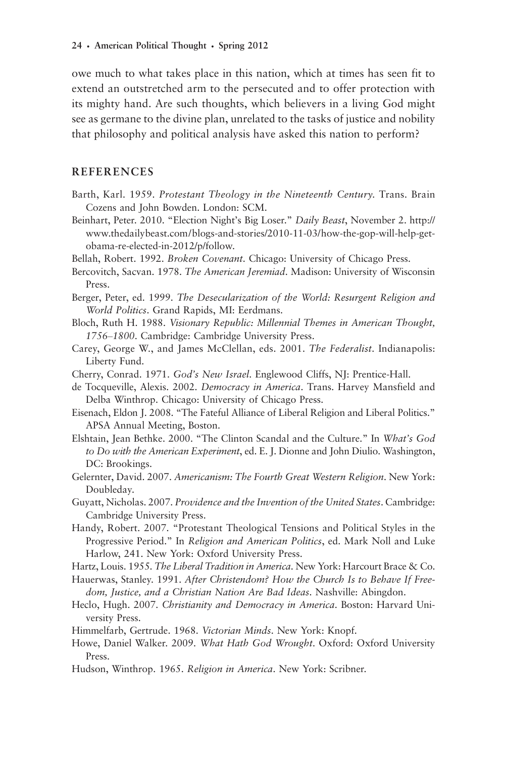owe much to what takes place in this nation, which at times has seen fit to extend an outstretched arm to the persecuted and to offer protection with its mighty hand. Are such thoughts, which believers in a living God might see as germane to the divine plan, unrelated to the tasks of justice and nobility that philosophy and political analysis have asked this nation to perform?

## REFERENCES

Barth, Karl. 1959. *Protestant Theology in the Nineteenth Century*. Trans. Brain Cozens and John Bowden. London: SCM.

Beinhart, Peter. 2010. "Election Night's Big Loser." *Daily Beast*, November 2. http://www.thedailybeast.com/blogs-and-stories/2010-11-03/how-the-gop-will-help-get-obama-re-elected-in-2012/p/follow.

Bellah, Robert. 1992. *Broken Covenant*. Chicago: University of Chicago Press.

Bercovitch, Sacvan. 1978. *The American Jeremiad*. Madison: University of Wisconsin Press.

Berger, Peter, ed. 1999. *The Desecularization of the World: Resurgent Religion and World Politics*. Grand Rapids, MI: Eerdmans.

Bloch, Ruth H. 1988. *Visionary Republic: Millennial Themes in American Thought, 1756–1800*. Cambridge: Cambridge University Press.

Carey, George W., and James McClellan, eds. 2001. *The Federalist*. Indianapolis: Liberty Fund.

Cherry, Conrad. 1971. *God's New Israel*. Englewood Cliffs, NJ: Prentice-Hall.

de Tocqueville, Alexis. 2002. *Democracy in America*. Trans. Harvey Mansfield and Delba Winthrop. Chicago: University of Chicago Press.

Eisenach, Eldon J. 2008. "The Fateful Alliance of Liberal Religion and Liberal Politics." APSA Annual Meeting, Boston.

Elshtain, Jean Bethke. 2000. "The Clinton Scandal and the Culture." In *What's God to Do with the American Experiment*, ed. E. J. Dionne and John Diulio. Washington, DC: Brookings.

Gelernter, David. 2007. *Americanism: The Fourth Great Western Religion*. New York: Doubleday.

Guyatt, Nicholas. 2007. *Providence and the Invention of the United States*. Cambridge: Cambridge University Press.

Handy, Robert. 2007. "Protestant Theological Tensions and Political Styles in the Progressive Period." In *Religion and American Politics*, ed. Mark Noll and Luke Harlow, 241. New York: Oxford University Press.

Hartz, Louis. 1955. *The Liberal Tradition in America*. New York: Harcourt Brace & Co.

Hauerwas, Stanley. 1991. *After Christendom? How the Church Is to Behave If Freedom, Justice, and a Christian Nation Are Bad Ideas*. Nashville: Abingdon.

Heclo, Hugh. 2007. *Christianity and Democracy in America*. Boston: Harvard University Press.

Himmelfarb, Gertrude. 1968. *Victorian Minds*. New York: Knopf.

Howe, Daniel Walker. 2009. *What Hath God Wrought*. Oxford: Oxford University Press.

Hudson, Winthrop. 1965. *Religion in America*. New York: Scribner.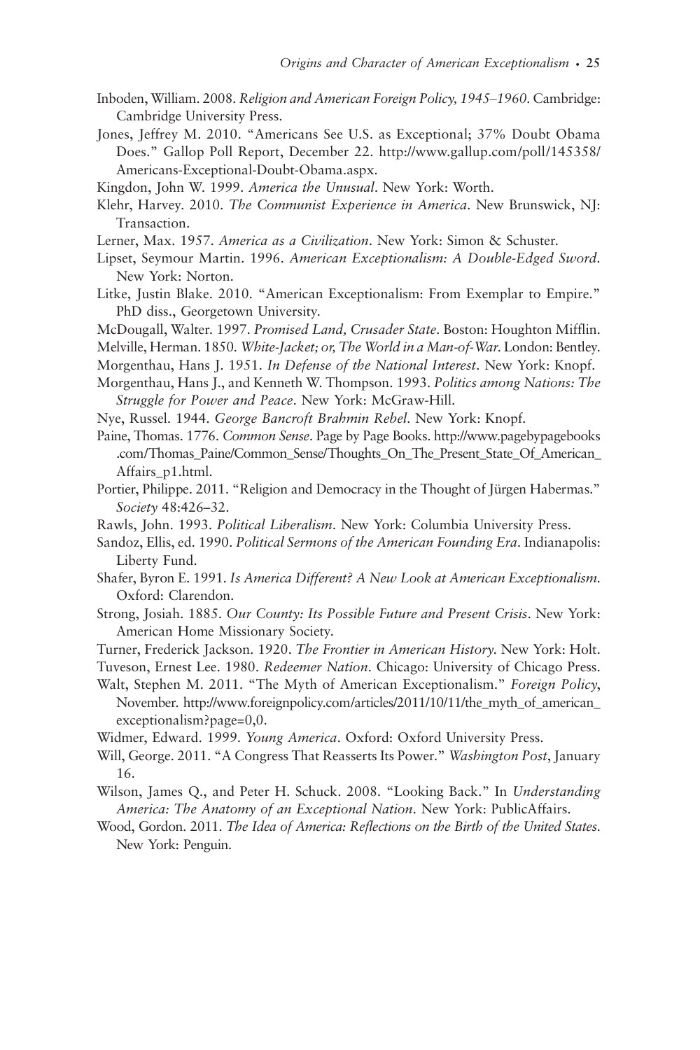Inboden, William. 2008. *Religion and American Foreign Policy, 1945–1960*. Cambridge: Cambridge University Press.

Jones, Jeffrey M. 2010. "Americans See U.S. as Exceptional; 37% Doubt Obama Does." Gallop Poll Report, December 22. http://www.gallup.com/poll/145358/Americans-Exceptional-Doubt-Obama.aspx.

Kingdon, John W. 1999. *America the Unusual*. New York: Worth.

Klehr, Harvey. 2010. *The Communist Experience in America*. New Brunswick, NJ: Transaction.

Lerner, Max. 1957. *America as a Civilization*. New York: Simon & Schuster.

Lipset, Seymour Martin. 1996. *American Exceptionalism: A Double-Edged Sword*. New York: Norton.

Litke, Justin Blake. 2010. "American Exceptionalism: From Exemplar to Empire." PhD diss., Georgetown University.

McDougall, Walter. 1997. *Promised Land, Crusader State*. Boston: Houghton Mifflin.

Melville, Herman. 1850. *White-Jacket; or, The World in a Man-of-War*. London: Bentley.

Morgenthau, Hans J. 1951. *In Defense of the National Interest*. New York: Knopf.

Morgenthau, Hans J., and Kenneth W. Thompson. 1993. *Politics among Nations: The Struggle for Power and Peace*. New York: McGraw-Hill.

Nye, Russel. 1944. *George Bancroft Brahmin Rebel*. New York: Knopf.

Paine, Thomas. 1776. *Common Sense*. Page by Page Books. http://www.pagebypagebooks.com/Thomas_Paine/Common_Sense/Thoughts_On_The_Present_State_Of_American_Affairs_p1.html.

Portier, Philippe. 2011. "Religion and Democracy in the Thought of Jürgen Habermas." *Society* 48:426–32.

Rawls, John. 1993. *Political Liberalism*. New York: Columbia University Press.

Sandoz, Ellis, ed. 1990. *Political Sermons of the American Founding Era*. Indianapolis: Liberty Fund.

Shafer, Byron E. 1991. *Is America Different? A New Look at American Exceptionalism*. Oxford: Clarendon.

Strong, Josiah. 1885. *Our County: Its Possible Future and Present Crisis*. New York: American Home Missionary Society.

Turner, Frederick Jackson. 1920. *The Frontier in American History*. New York: Holt.

Tuveson, Ernest Lee. 1980. *Redeemer Nation*. Chicago: University of Chicago Press.

Walt, Stephen M. 2011. "The Myth of American Exceptionalism." *Foreign Policy*, November. http://www.foreignpolicy.com/articles/2011/10/11/the_myth_of_american_exceptionalism?page=0,0.

Widmer, Edward. 1999. *Young America*. Oxford: Oxford University Press.

Will, George. 2011. "A Congress That Reasserts Its Power." *Washington Post*, January 16.

Wilson, James Q., and Peter H. Schuck. 2008. "Looking Back." In *Understanding America: The Anatomy of an Exceptional Nation*. New York: PublicAffairs.

Wood, Gordon. 2011. *The Idea of America: Reflections on the Birth of the United States*. New York: Penguin.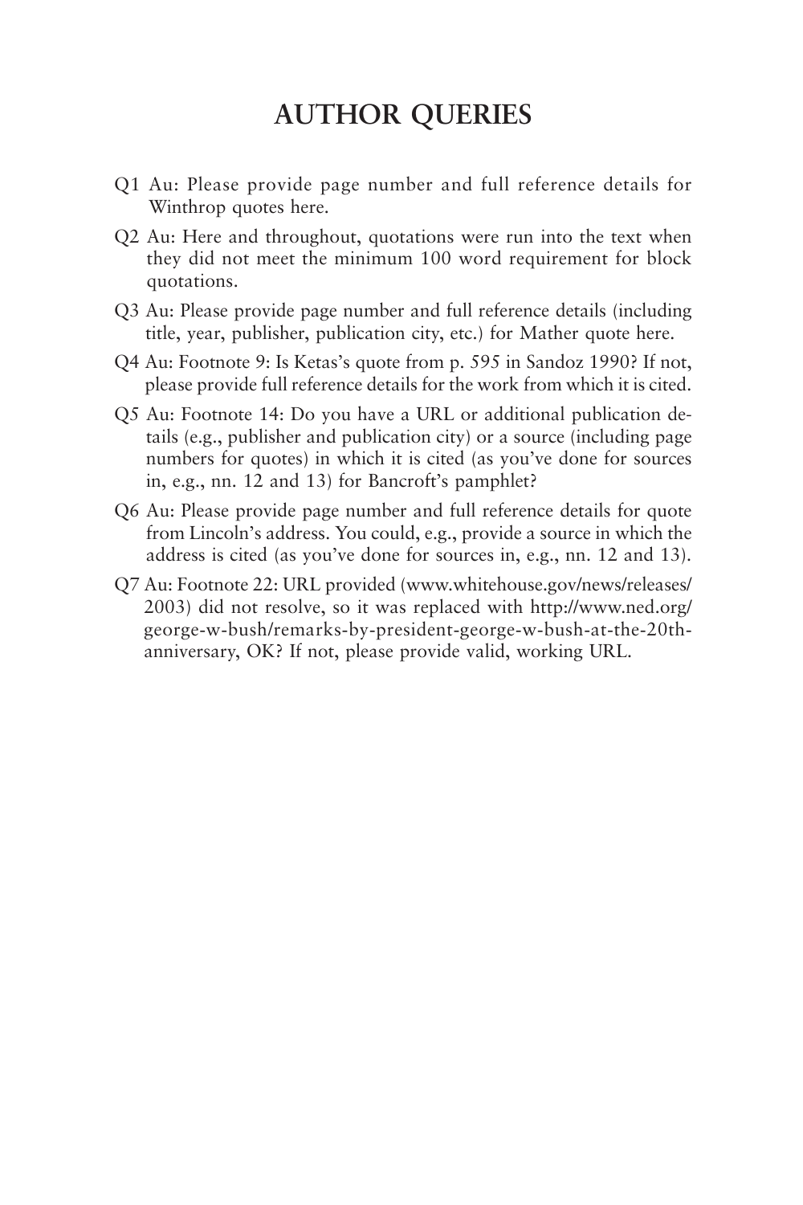# AUTHOR QUERIES

Q1 Au: Please provide page number and full reference details for Winthrop quotes here.

Q2 Au: Here and throughout, quotations were run into the text when they did not meet the minimum 100 word requirement for block quotations.

Q3 Au: Please provide page number and full reference details (including title, year, publisher, publication city, etc.) for Mather quote here.

Q4 Au: Footnote 9: Is Ketas's quote from p. 595 in Sandoz 1990? If not, please provide full reference details for the work from which it is cited.

Q5 Au: Footnote 14: Do you have a URL or additional publication details (e.g., publisher and publication city) or a source (including page numbers for quotes) in which it is cited (as you've done for sources in, e.g., nn. 12 and 13) for Bancroft's pamphlet?

Q6 Au: Please provide page number and full reference details for quote from Lincoln's address. You could, e.g., provide a source in which the address is cited (as you've done for sources in, e.g., nn. 12 and 13).

Q7 Au: Footnote 22: URL provided (www.whitehouse.gov/news/releases/2003) did not resolve, so it was replaced with http://www.ned.org/george-w-bush/remarks-by-president-george-w-bush-at-the-20th-anniversary, OK? If not, please provide valid, working URL.